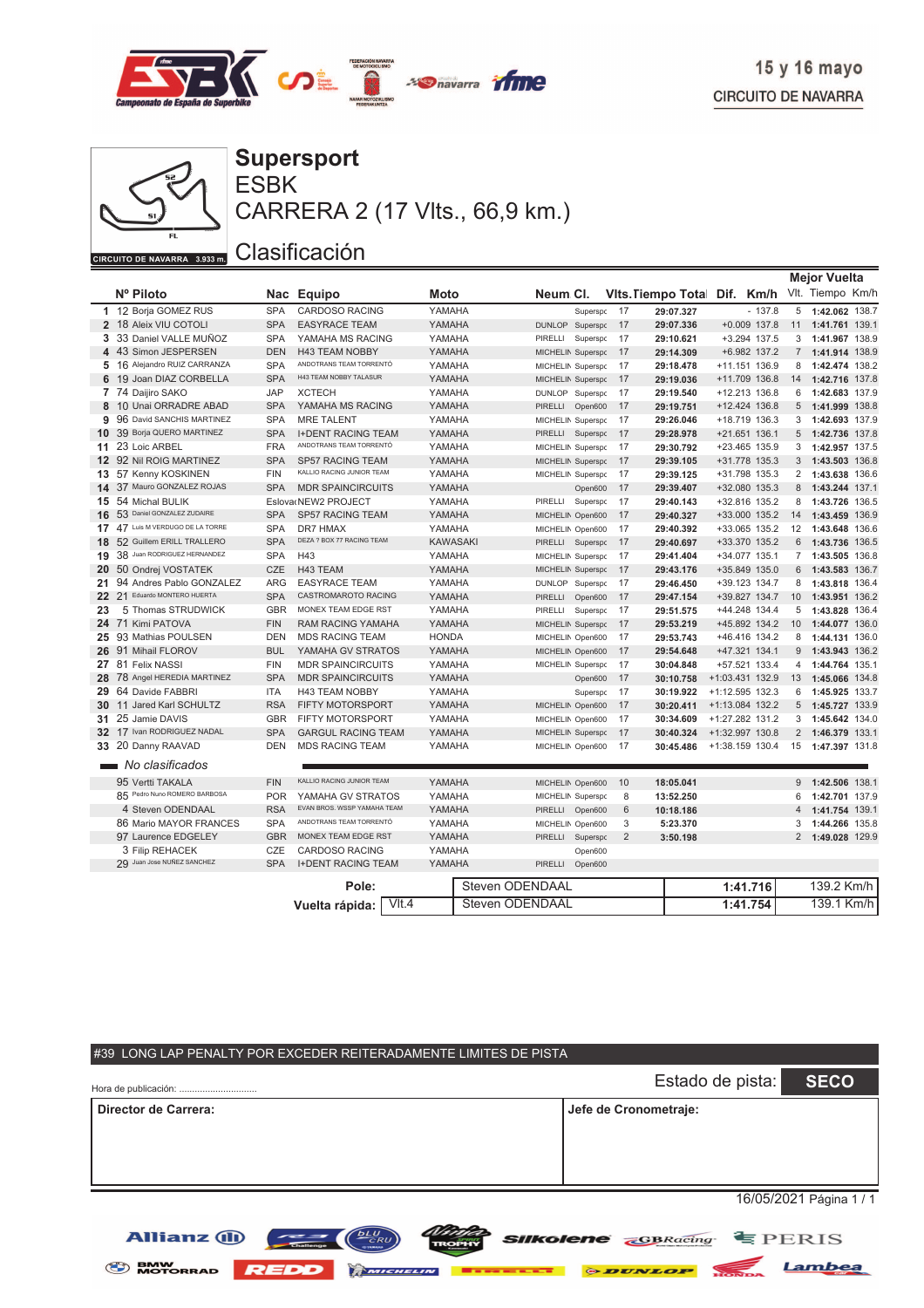15 y 16 mayo

CIRCUITO DE NAVARRA

# Supersport

## ESBK

## CARRERA 2 (17 Vlts., 66,9 km.)

CIRCUITO DE NAVARRA 3.933 m.

## Clasificación

| | Nº | Piloto | Nac | Equipo | Moto | Neum | Cl. | Vlts. | Tiempo Total | Dif. | Km/h | Mejor Vuelta Vlt. | Tiempo | Km/h |
|---|---|---|---|---|---|---|---|---|---|---|---|---|---|---|
| 1 | 12 | Borja GOMEZ RUS | SPA | CARDOSO RACING | YAMAHA | | Superspc | 17 | 29:07.327 | - | 137.8 | 5 | 1:42.062 | 138.7 |
| 2 | 18 | Aleix VIU COTOLI | SPA | EASYRACE TEAM | YAMAHA | DUNLOP | Superspc | 17 | 29:07.336 | +0.009 | 137.8 | 11 | 1:41.761 | 139.1 |
| 3 | 33 | Daniel VALLE MUÑOZ | SPA | YAMAHA MS RACING | YAMAHA | PIRELLI | Superspc | 17 | 29:10.621 | +3.294 | 137.5 | 3 | 1:41.967 | 138.9 |
| 4 | 43 | Simon JESPERSEN | DEN | H43 TEAM NOBBY | YAMAHA | MICHELIN | Superspc | 17 | 29:14.309 | +6.982 | 137.2 | 7 | 1:41.914 | 138.9 |
| 5 | 16 | Alejandro RUIZ CARRANZA | SPA | ANDOTRANS TEAM TORRENTÓ | YAMAHA | MICHELIN | Superspc | 17 | 29:18.478 | +11.151 | 136.9 | 8 | 1:42.474 | 138.2 |
| 6 | 19 | Joan DIAZ CORBELLA | SPA | H43 TEAM NOBBY TALASUR | YAMAHA | MICHELIN | Superspc | 17 | 29:19.036 | +11.709 | 136.8 | 14 | 1:42.716 | 137.8 |
| 7 | 74 | Daijiro SAKO | JAP | XCTECH | YAMAHA | DUNLOP | Superspc | 17 | 29:19.540 | +12.213 | 136.8 | 6 | 1:42.683 | 137.9 |
| 8 | 10 | Unai ORRADRE ABAD | SPA | YAMAHA MS RACING | YAMAHA | PIRELLI | Open600 | 17 | 29:19.751 | +12.424 | 136.8 | 5 | 1:41.999 | 138.8 |
| 9 | 96 | David SANCHIS MARTINEZ | SPA | MRE TALENT | YAMAHA | MICHELIN | Superspc | 17 | 29:26.046 | +18.719 | 136.3 | 3 | 1:42.693 | 137.9 |
| 10 | 39 | Borja QUERO MARTINEZ | SPA | I+DENT RACING TEAM | YAMAHA | PIRELLI | Superspc | 17 | 29:28.978 | +21.651 | 136.1 | 5 | 1:42.736 | 137.8 |
| 11 | 23 | Loic ARBEL | FRA | ANDOTRANS TEAM TORRENTÓ | YAMAHA | MICHELIN | Superspc | 17 | 29:30.792 | +23.465 | 135.9 | 3 | 1:42.957 | 137.5 |
| 12 | 92 | Nil ROIG MARTINEZ | SPA | SP57 RACING TEAM | YAMAHA | MICHELIN | Superspc | 17 | 29:39.105 | +31.778 | 135.3 | 3 | 1:43.503 | 136.8 |
| 13 | 57 | Kenny KOSKINEN | FIN | KALLIO RACING JUNIOR TEAM | YAMAHA | MICHELIN | Superspc | 17 | 29:39.125 | +31.798 | 135.3 | 2 | 1:43.638 | 136.6 |
| 14 | 37 | Mauro GONZALEZ ROJAS | SPA | MDR SPAINCIRCUITS | YAMAHA | | Open600 | 17 | 29:39.407 | +32.080 | 135.3 | 8 | 1:43.244 | 137.1 |
| 15 | 54 | Michal BULIK | Eslovaq | NEW2 PROJECT | YAMAHA | PIRELLI | Superspc | 17 | 29:40.143 | +32.816 | 135.2 | 8 | 1:43.726 | 136.5 |
| 16 | 53 | Daniel GONZALEZ ZUDAIRE | SPA | SP57 RACING TEAM | YAMAHA | MICHELIN | Open600 | 17 | 29:40.327 | +33.000 | 135.2 | 14 | 1:43.459 | 136.9 |
| 17 | 47 | Luis M VERDUGO DE LA TORRE | SPA | DR7 HMAX | YAMAHA | MICHELIN | Open600 | 17 | 29:40.392 | +33.065 | 135.2 | 12 | 1:43.648 | 136.6 |
| 18 | 52 | Guillem ERILL TRALLERO | SPA | DEZA ? BOX 77 RACING TEAM | KAWASAKI | PIRELLI | Superspc | 17 | 29:40.697 | +33.370 | 135.2 | 6 | 1:43.736 | 136.5 |
| 19 | 38 | Juan RODRIGUEZ HERNANDEZ | SPA | H43 | YAMAHA | MICHELIN | Superspc | 17 | 29:41.404 | +34.077 | 135.1 | 7 | 1:43.505 | 136.8 |
| 20 | 50 | Ondrej VOSTATEK | CZE | H43 TEAM | YAMAHA | MICHELIN | Superspc | 17 | 29:43.176 | +35.849 | 135.0 | 6 | 1:43.583 | 136.7 |
| 21 | 94 | Andres Pablo GONZALEZ | ARG | EASYRACE TEAM | YAMAHA | DUNLOP | Superspc | 17 | 29:46.450 | +39.123 | 134.7 | 8 | 1:43.818 | 136.4 |
| 22 | 21 | Eduardo MONTERO HUERTA | SPA | CASTROMAROTO RACING | YAMAHA | PIRELLI | Open600 | 17 | 29:47.154 | +39.827 | 134.7 | 10 | 1:43.951 | 136.2 |
| 23 | 5 | Thomas STRUDWICK | GBR | MONEX TEAM EDGE RST | YAMAHA | PIRELLI | Superspc | 17 | 29:51.575 | +44.248 | 134.4 | 5 | 1:43.828 | 136.4 |
| 24 | 71 | Kimi PATOVA | FIN | RAM RACING YAMAHA | YAMAHA | MICHELIN | Superspc | 17 | 29:53.219 | +45.892 | 134.2 | 10 | 1:44.077 | 136.0 |
| 25 | 93 | Mathias POULSEN | DEN | MDS RACING TEAM | HONDA | MICHELIN | Open600 | 17 | 29:53.743 | +46.416 | 134.2 | 8 | 1:44.131 | 136.0 |
| 26 | 91 | Mihail FLOROV | BUL | YAMAHA GV STRATOS | YAMAHA | MICHELIN | Open600 | 17 | 29:54.648 | +47.321 | 134.1 | 9 | 1:43.943 | 136.2 |
| 27 | 81 | Felix NASSI | FIN | MDR SPAINCIRCUITS | YAMAHA | MICHELIN | Superspc | 17 | 30:04.848 | +57.521 | 133.4 | 4 | 1:44.764 | 135.1 |
| 28 | 78 | Angel HEREDIA MARTINEZ | SPA | MDR SPAINCIRCUITS | YAMAHA | | Open600 | 17 | 30:10.758 | +1:03.431 | 132.9 | 13 | 1:45.066 | 134.8 |
| 29 | 64 | Davide FABBRI | ITA | H43 TEAM NOBBY | YAMAHA | | Superspc | 17 | 30:19.922 | +1:12.595 | 132.3 | 6 | 1:45.925 | 133.7 |
| 30 | 11 | Jared Karl SCHULTZ | RSA | FIFTY MOTORSPORT | YAMAHA | MICHELIN | Open600 | 17 | 30:20.411 | +1:13.084 | 132.2 | 5 | 1:45.727 | 133.9 |
| 31 | 25 | Jamie DAVIS | GBR | FIFTY MOTORSPORT | YAMAHA | MICHELIN | Open600 | 17 | 30:34.609 | +1:27.282 | 131.2 | 3 | 1:45.642 | 134.0 |
| 32 | 17 | Ivan RODRIGUEZ NADAL | SPA | GARGUL RACING TEAM | YAMAHA | MICHELIN | Superspc | 17 | 30:40.324 | +1:32.997 | 130.8 | 2 | 1:46.379 | 133.1 |
| 33 | 20 | Danny RAAVAD | DEN | MDS RACING TEAM | YAMAHA | MICHELIN | Open600 | 17 | 30:45.486 | +1:38.159 | 130.4 | 15 | 1:47.397 | 131.8 |
| | | *No clasificados* | | | | | | | | | | | | |
| | 95 | Vertti TAKALA | FIN | KALLIO RACING JUNIOR TEAM | YAMAHA | MICHELIN | Open600 | 10 | 18:05.041 | | | 9 | 1:42.506 | 138.1 |
| | 85 | Pedro Nuno ROMERO BARBOSA | POR | YAMAHA GV STRATOS | YAMAHA | MICHELIN | Superspc | 8 | 13:52.250 | | | 6 | 1:42.701 | 137.9 |
| | 4 | Steven ODENDAAL | RSA | EVAN BROS. WSSP YAMAHA TEAM | YAMAHA | PIRELLI | Open600 | 6 | 10:18.186 | | | 4 | 1:41.754 | 139.1 |
| | 86 | Mario MAYOR FRANCES | SPA | ANDOTRANS TEAM TORRENTÓ | YAMAHA | MICHELIN | Open600 | 3 | 5:23.370 | | | 3 | 1:44.266 | 135.8 |
| | 97 | Laurence EDGELEY | GBR | MONEX TEAM EDGE RST | YAMAHA | PIRELLI | Superspc | 2 | 3:50.198 | | | 2 | 1:49.028 | 129.9 |
| | 3 | Filip REHACEK | CZE | CARDOSO RACING | YAMAHA | | Open600 | | | | | | | |
| | 29 | Juan Jose NUÑEZ SANCHEZ | SPA | I+DENT RACING TEAM | YAMAHA | PIRELLI | Open600 | | | | | | | |

| | | | | |
|---|---|---|---|---|
| **Pole:** | | Steven ODENDAAL | **1:41.716** | 139.2 Km/h |
| **Vuelta rápida:** | Vlt.4 | Steven ODENDAAL | **1:41.754** | 139.1 Km/h |

#39 LONG LAP PENALTY POR EXCEDER REITERADAMENTE LIMITES DE PISTA

Hora de publicación: ..............................

Estado de pista: **SECO**

| **Director de Carrera:** | **Jefe de Cronometraje:** |
|---|---|
| | |

16/05/2021 Página 1 / 1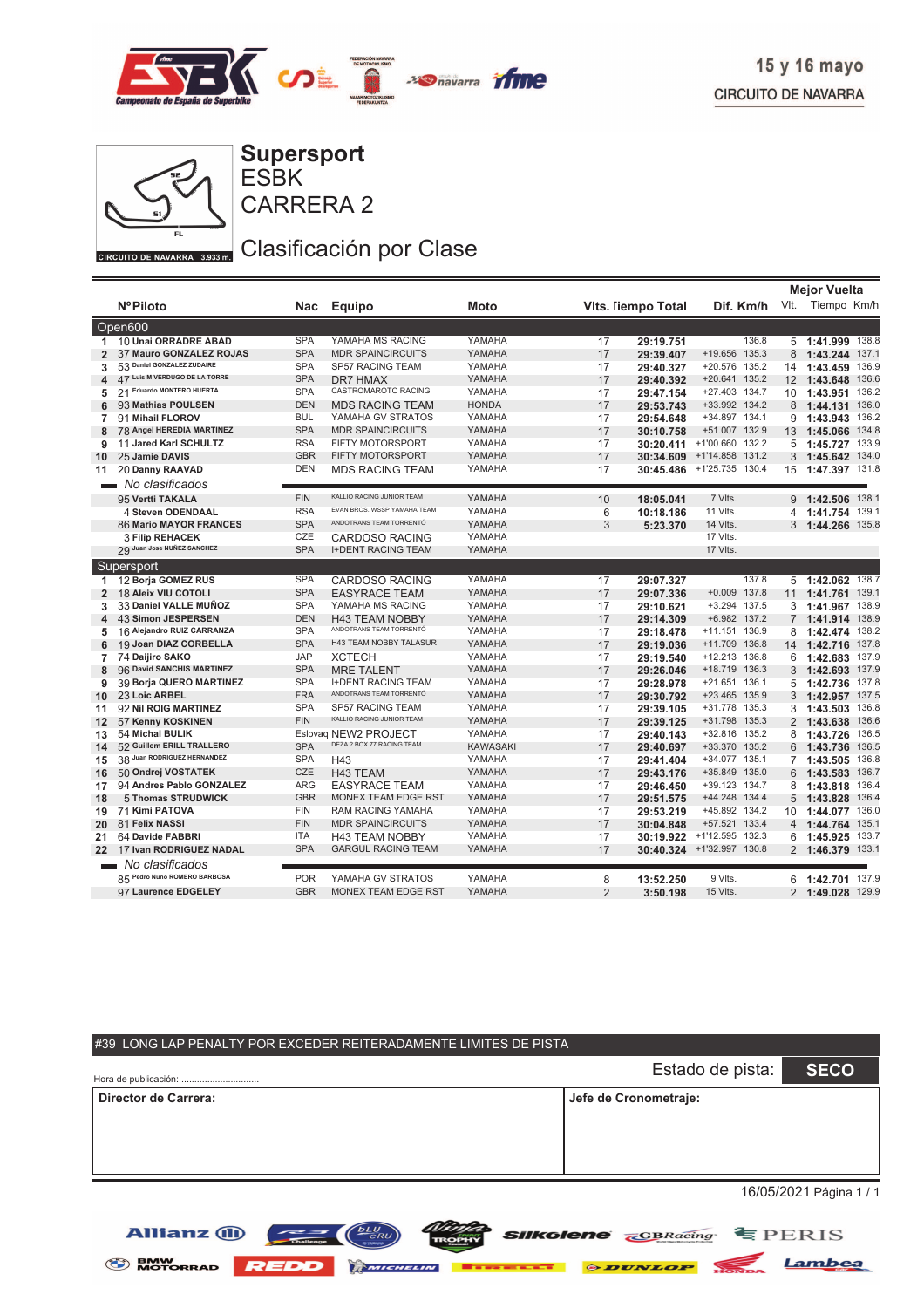15 y 16 mayo
CIRCUITO DE NAVARRA

CIRCUITO DE NAVARRA 3.933 m.

# Supersport
## ESBK
## CARRERA 2

## Clasificación por Clase

| | Nº | Piloto | Nac | Equipo | Moto | Vlts. | Tiempo Total | Dif. | Km/h | Mejor Vuelta Vlt. | Tiempo | Km/h |
|---|---|---|---|---|---|---|---|---|---|---|---|---|
| **Open600** | | | | | | | | | | | | |
| 1 | 10 | Unai ORRADRE ABAD | SPA | YAMAHA MS RACING | YAMAHA | 17 | 29:19.751 | | 136.8 | 5 | 1:41.999 | 138.8 |
| 2 | 37 | Mauro GONZALEZ ROJAS | SPA | MDR SPAINCIRCUITS | YAMAHA | 17 | 29:39.407 | +19.656 | 135.3 | 8 | 1:43.244 | 137.1 |
| 3 | 53 | Daniel GONZALEZ ZUDAIRE | SPA | SP57 RACING TEAM | YAMAHA | 17 | 29:40.327 | +20.576 | 135.2 | 14 | 1:43.459 | 136.9 |
| 4 | 47 | Luis M VERDUGO DE LA TORRE | SPA | DR7 HMAX | YAMAHA | 17 | 29:40.392 | +20.641 | 135.2 | 12 | 1:43.648 | 136.6 |
| 5 | 21 | Eduardo MONTERO HUERTA | SPA | CASTROMAROTO RACING | YAMAHA | 17 | 29:47.154 | +27.403 | 134.7 | 10 | 1:43.951 | 136.2 |
| 6 | 93 | Mathias POULSEN | DEN | MDS RACING TEAM | HONDA | 17 | 29:53.743 | +33.992 | 134.2 | 8 | 1:44.131 | 136.0 |
| 7 | 91 | Mihail FLOROV | BUL | YAMAHA GV STRATOS | YAMAHA | 17 | 29:54.648 | +34.897 | 134.1 | 9 | 1:43.943 | 136.2 |
| 8 | 78 | Angel HEREDIA MARTINEZ | SPA | MDR SPAINCIRCUITS | YAMAHA | 17 | 30:10.758 | +51.007 | 132.9 | 13 | 1:45.066 | 134.8 |
| 9 | 11 | Jared Karl SCHULTZ | RSA | FIFTY MOTORSPORT | YAMAHA | 17 | 30:20.411 | +1'00.660 | 132.2 | 5 | 1:45.727 | 133.9 |
| 10 | 25 | Jamie DAVIS | GBR | FIFTY MOTORSPORT | YAMAHA | 17 | 30:34.609 | +1'14.858 | 131.2 | 3 | 1:45.642 | 134.0 |
| 11 | 20 | Danny RAAVAD | DEN | MDS RACING TEAM | YAMAHA | 17 | 30:45.486 | +1'25.735 | 130.4 | 15 | 1:47.397 | 131.8 |
| *No clasificados* | | | | | | | | | | | | |
| | 95 | Vertti TAKALA | FIN | KALLIO RACING JUNIOR TEAM | YAMAHA | 10 | 18:05.041 | 7 Vlts. | | 9 | 1:42.506 | 138.1 |
| | 4 | Steven ODENDAAL | RSA | EVAN BROS. WSSP YAMAHA TEAM | YAMAHA | 6 | 10:18.186 | 11 Vlts. | | 4 | 1:41.754 | 139.1 |
| | 86 | Mario MAYOR FRANCES | SPA | ANDOTRANS TEAM TORRENTÓ | YAMAHA | 3 | 5:23.370 | 14 Vlts. | | 3 | 1:44.266 | 135.8 |
| | 3 | Filip REHACEK | CZE | CARDOSO RACING | YAMAHA | | | 17 Vlts. | | | | |
| | 29 | Juan Jose NUÑEZ SANCHEZ | SPA | I+DENT RACING TEAM | YAMAHA | | | 17 Vlts. | | | | |
| **Supersport** | | | | | | | | | | | | |
| 1 | 12 | Borja GOMEZ RUS | SPA | CARDOSO RACING | YAMAHA | 17 | 29:07.327 | | 137.8 | 5 | 1:42.062 | 138.7 |
| 2 | 18 | Aleix VIU COTOLI | SPA | EASYRACE TEAM | YAMAHA | 17 | 29:07.336 | +0.009 | 137.8 | 11 | 1:41.761 | 139.1 |
| 3 | 33 | Daniel VALLE MUÑOZ | SPA | YAMAHA MS RACING | YAMAHA | 17 | 29:10.621 | +3.294 | 137.5 | 3 | 1:41.967 | 138.9 |
| 4 | 43 | Simon JESPERSEN | DEN | H43 TEAM NOBBY | YAMAHA | 17 | 29:14.309 | +6.982 | 137.2 | 7 | 1:41.914 | 138.9 |
| 5 | 16 | Alejandro RUIZ CARRANZA | SPA | ANDOTRANS TEAM TORRENTÓ | YAMAHA | 17 | 29:18.478 | +11.151 | 136.9 | 8 | 1:42.474 | 138.2 |
| 6 | 19 | Joan DIAZ CORBELLA | SPA | H43 TEAM NOBBY TALASUR | YAMAHA | 17 | 29:19.036 | +11.709 | 136.8 | 14 | 1:42.716 | 137.8 |
| 7 | 74 | Daijiro SAKO | JAP | XCTECH | YAMAHA | 17 | 29:19.540 | +12.213 | 136.8 | 6 | 1:42.683 | 137.9 |
| 8 | 96 | David SANCHIS MARTINEZ | SPA | MRE TALENT | YAMAHA | 17 | 29:26.046 | +18.719 | 136.3 | 3 | 1:42.693 | 137.9 |
| 9 | 39 | Borja QUERO MARTINEZ | SPA | I+DENT RACING TEAM | YAMAHA | 17 | 29:28.978 | +21.651 | 136.1 | 5 | 1:42.736 | 137.8 |
| 10 | 23 | Loic ARBEL | FRA | ANDOTRANS TEAM TORRENTÓ | YAMAHA | 17 | 29:30.792 | +23.465 | 135.9 | 3 | 1:42.957 | 137.5 |
| 11 | 92 | Nil ROIG MARTINEZ | SPA | SP57 RACING TEAM | YAMAHA | 17 | 29:39.105 | +31.778 | 135.3 | 3 | 1:43.503 | 136.8 |
| 12 | 57 | Kenny KOSKINEN | FIN | KALLIO RACING JUNIOR TEAM | YAMAHA | 17 | 29:39.125 | +31.798 | 135.3 | 2 | 1:43.638 | 136.6 |
| 13 | 54 | Michal BULIK | Eslovaq | NEW2 PROJECT | YAMAHA | 17 | 29:40.143 | +32.816 | 135.2 | 8 | 1:43.726 | 136.5 |
| 14 | 52 | Guillem ERILL TRALLERO | SPA | DEZA 7 BOX 77 RACING TEAM | KAWASAKI | 17 | 29:40.697 | +33.370 | 135.2 | 6 | 1:43.736 | 136.5 |
| 15 | 38 | Juan RODRIGUEZ HERNANDEZ | SPA | H43 | YAMAHA | 17 | 29:41.404 | +34.077 | 135.1 | 7 | 1:43.505 | 136.8 |
| 16 | 50 | Ondrej VOSTATEK | CZE | H43 TEAM | YAMAHA | 17 | 29:43.176 | +35.849 | 135.0 | 6 | 1:43.583 | 136.7 |
| 17 | 94 | Andres Pablo GONZALEZ | ARG | EASYRACE TEAM | YAMAHA | 17 | 29:46.450 | +39.123 | 134.7 | 8 | 1:43.818 | 136.4 |
| 18 | 5 | Thomas STRUDWICK | GBR | MONEX TEAM EDGE RST | YAMAHA | 17 | 29:51.575 | +44.248 | 134.4 | 5 | 1:43.828 | 136.4 |
| 19 | 71 | Kimi PATOVA | FIN | RAM RACING YAMAHA | YAMAHA | 17 | 29:53.219 | +45.892 | 134.2 | 10 | 1:44.077 | 136.0 |
| 20 | 81 | Felix NASSI | FIN | MDR SPAINCIRCUITS | YAMAHA | 17 | 30:04.848 | +57.521 | 133.4 | 4 | 1:44.764 | 135.1 |
| 21 | 64 | Davide FABBRI | ITA | H43 TEAM NOBBY | YAMAHA | 17 | 30:19.922 | +1'12.595 | 132.3 | 6 | 1:45.925 | 133.7 |
| 22 | 17 | Ivan RODRIGUEZ NADAL | SPA | GARGUL RACING TEAM | YAMAHA | 17 | 30:40.324 | +1'32.997 | 130.8 | 2 | 1:46.379 | 133.1 |
| *No clasificados* | | | | | | | | | | | | |
| | 85 | Pedro Nuno ROMERO BARBOSA | POR | YAMAHA GV STRATOS | YAMAHA | 8 | 13:52.250 | 9 Vlts. | | 6 | 1:42.701 | 137.9 |
| | 97 | Laurence EDGELEY | GBR | MONEX TEAM EDGE RST | YAMAHA | 2 | 3:50.198 | 15 Vlts. | | 2 | 1:49.028 | 129.9 |

#39 LONG LAP PENALTY POR EXCEDER REITERADAMENTE LIMITES DE PISTA

Hora de publicación: ..............................

Estado de pista: **SECO**

| Director de Carrera: | Jefe de Cronometraje: |
|---|---|
| | |

16/05/2021 Página 1 / 1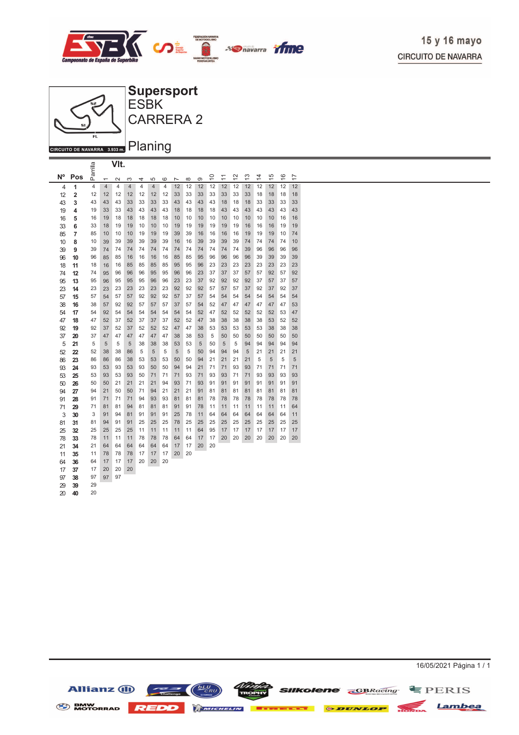15 y 16 mayo
CIRCUITO DE NAVARRA

CIRCUITO DE NAVARRA 3.933 m.

# Supersport
## ESBK
## CARRERA 2

## Planing

| Nº | Pos | Parrilla | Vlt. 1 | 2 | 3 | 4 | 5 | 6 | 7 | 8 | 9 | 10 | 11 | 12 | 13 | 14 | 15 | 16 | 17 |
|---|---|---|---|---|---|---|---|---|---|---|---|---|---|---|---|---|---|---|---|
| 4 | 1 | 4 | 4 | 4 | 4 | 4 | 4 | 4 | 12 | 12 | 12 | 12 | 12 | 12 | 12 | 12 | 12 | 12 | 12 |
| 12 | 2 | 12 | 12 | 12 | 12 | 12 | 12 | 12 | 33 | 33 | 33 | 33 | 33 | 33 | 33 | 18 | 18 | 18 | 18 |
| 43 | 3 | 43 | 43 | 43 | 33 | 33 | 33 | 33 | 43 | 43 | 43 | 43 | 18 | 18 | 18 | 33 | 33 | 33 | 33 |
| 19 | 4 | 19 | 33 | 33 | 43 | 43 | 43 | 43 | 18 | 18 | 18 | 18 | 43 | 43 | 43 | 43 | 43 | 43 | 43 |
| 16 | 5 | 16 | 19 | 18 | 18 | 18 | 18 | 18 | 10 | 10 | 10 | 10 | 10 | 10 | 10 | 10 | 10 | 16 | 16 |
| 33 | 6 | 33 | 18 | 19 | 19 | 10 | 10 | 10 | 19 | 19 | 19 | 19 | 19 | 19 | 16 | 16 | 16 | 19 | 19 |
| 85 | 7 | 85 | 10 | 10 | 10 | 19 | 19 | 19 | 39 | 39 | 16 | 16 | 16 | 16 | 19 | 19 | 19 | 10 | 74 |
| 10 | 8 | 10 | 39 | 39 | 39 | 39 | 39 | 39 | 16 | 16 | 39 | 39 | 39 | 39 | 74 | 74 | 74 | 74 | 10 |
| 39 | 9 | 39 | 74 | 74 | 74 | 74 | 74 | 74 | 74 | 74 | 74 | 74 | 74 | 74 | 39 | 96 | 96 | 96 | 96 |
| 96 | 10 | 96 | 85 | 85 | 16 | 16 | 16 | 16 | 85 | 85 | 95 | 96 | 96 | 96 | 96 | 39 | 39 | 39 | 39 |
| 18 | 11 | 18 | 16 | 16 | 85 | 85 | 85 | 85 | 95 | 95 | 96 | 23 | 23 | 23 | 23 | 23 | 23 | 23 | 23 |
| 74 | 12 | 74 | 95 | 96 | 96 | 96 | 95 | 95 | 96 | 96 | 23 | 37 | 37 | 37 | 57 | 57 | 92 | 57 | 92 |
| 95 | 13 | 95 | 96 | 95 | 95 | 95 | 96 | 96 | 23 | 23 | 37 | 92 | 92 | 92 | 92 | 37 | 57 | 37 | 57 |
| 23 | 14 | 23 | 23 | 23 | 23 | 23 | 23 | 23 | 92 | 92 | 92 | 57 | 57 | 57 | 37 | 92 | 37 | 92 | 37 |
| 57 | 15 | 57 | 54 | 57 | 57 | 92 | 92 | 92 | 57 | 37 | 57 | 54 | 54 | 54 | 54 | 54 | 54 | 54 | 54 |
| 38 | 16 | 38 | 57 | 92 | 92 | 57 | 57 | 57 | 37 | 57 | 54 | 52 | 47 | 47 | 47 | 47 | 47 | 47 | 53 |
| 54 | 17 | 54 | 92 | 54 | 54 | 54 | 54 | 54 | 54 | 54 | 52 | 47 | 52 | 52 | 52 | 52 | 52 | 53 | 47 |
| 47 | 18 | 47 | 52 | 37 | 52 | 37 | 37 | 37 | 52 | 52 | 47 | 38 | 38 | 38 | 38 | 38 | 53 | 52 | 52 |
| 92 | 19 | 92 | 37 | 52 | 37 | 52 | 52 | 52 | 47 | 47 | 38 | 53 | 53 | 53 | 53 | 53 | 38 | 38 | 38 |
| 37 | 20 | 37 | 47 | 47 | 47 | 47 | 47 | 47 | 38 | 38 | 53 | 5 | 50 | 50 | 50 | 50 | 50 | 50 | 50 |
| 5 | 21 | 5 | 5 | 5 | 5 | 38 | 38 | 38 | 53 | 53 | 5 | 50 | 5 | 5 | 94 | 94 | 94 | 94 | 94 |
| 52 | 22 | 52 | 38 | 38 | 86 | 5 | 5 | 5 | 5 | 5 | 50 | 94 | 94 | 94 | 5 | 21 | 21 | 21 | 21 |
| 86 | 23 | 86 | 86 | 86 | 38 | 53 | 53 | 53 | 50 | 50 | 94 | 21 | 21 | 21 | 21 | 5 | 5 | 5 | 5 |
| 93 | 24 | 93 | 53 | 93 | 53 | 93 | 50 | 50 | 94 | 94 | 21 | 71 | 71 | 93 | 93 | 71 | 71 | 71 | 71 |
| 53 | 25 | 53 | 93 | 53 | 93 | 50 | 71 | 71 | 71 | 93 | 71 | 93 | 93 | 71 | 71 | 93 | 93 | 93 | 93 |
| 50 | 26 | 50 | 50 | 21 | 21 | 21 | 21 | 94 | 93 | 71 | 93 | 91 | 91 | 91 | 91 | 91 | 91 | 91 | 91 |
| 94 | 27 | 94 | 21 | 50 | 50 | 71 | 94 | 21 | 21 | 21 | 91 | 81 | 81 | 81 | 81 | 81 | 81 | 81 | 81 |
| 91 | 28 | 91 | 71 | 71 | 71 | 94 | 93 | 93 | 81 | 81 | 81 | 78 | 78 | 78 | 78 | 78 | 78 | 78 | 78 |
| 71 | 29 | 71 | 81 | 81 | 94 | 81 | 81 | 81 | 91 | 91 | 78 | 11 | 11 | 11 | 11 | 11 | 11 | 11 | 64 |
| 3 | 30 | 3 | 91 | 94 | 81 | 91 | 91 | 91 | 25 | 78 | 11 | 64 | 64 | 64 | 64 | 64 | 64 | 64 | 11 |
| 81 | 31 | 81 | 94 | 91 | 91 | 25 | 25 | 25 | 78 | 25 | 25 | 25 | 25 | 25 | 25 | 25 | 25 | 25 | 25 |
| 25 | 32 | 25 | 25 | 25 | 25 | 11 | 11 | 11 | 11 | 11 | 64 | 95 | 17 | 17 | 17 | 17 | 17 | 17 | 17 |
| 78 | 33 | 78 | 11 | 11 | 11 | 78 | 78 | 78 | 64 | 64 | 17 | 17 | 20 | 20 | 20 | 20 | 20 | 20 | 20 |
| 21 | 34 | 21 | 64 | 64 | 64 | 64 | 64 | 64 | 17 | 17 | 20 | 20 | | | | | | | |
| 11 | 35 | 11 | 78 | 78 | 78 | 17 | 17 | 17 | 20 | 20 | | | | | | | | | |
| 64 | 36 | 64 | 17 | 17 | 17 | 20 | 20 | 20 | | | | | | | | | | | |
| 17 | 37 | 17 | 20 | 20 | 20 | | | | | | | | | | | | | | |
| 97 | 38 | 97 | 97 | 97 | | | | | | | | | | | | | | | |
| 29 | 39 | 29 | | | | | | | | | | | | | | | | | |
| 20 | 40 | 20 | | | | | | | | | | | | | | | | | |

16/05/2021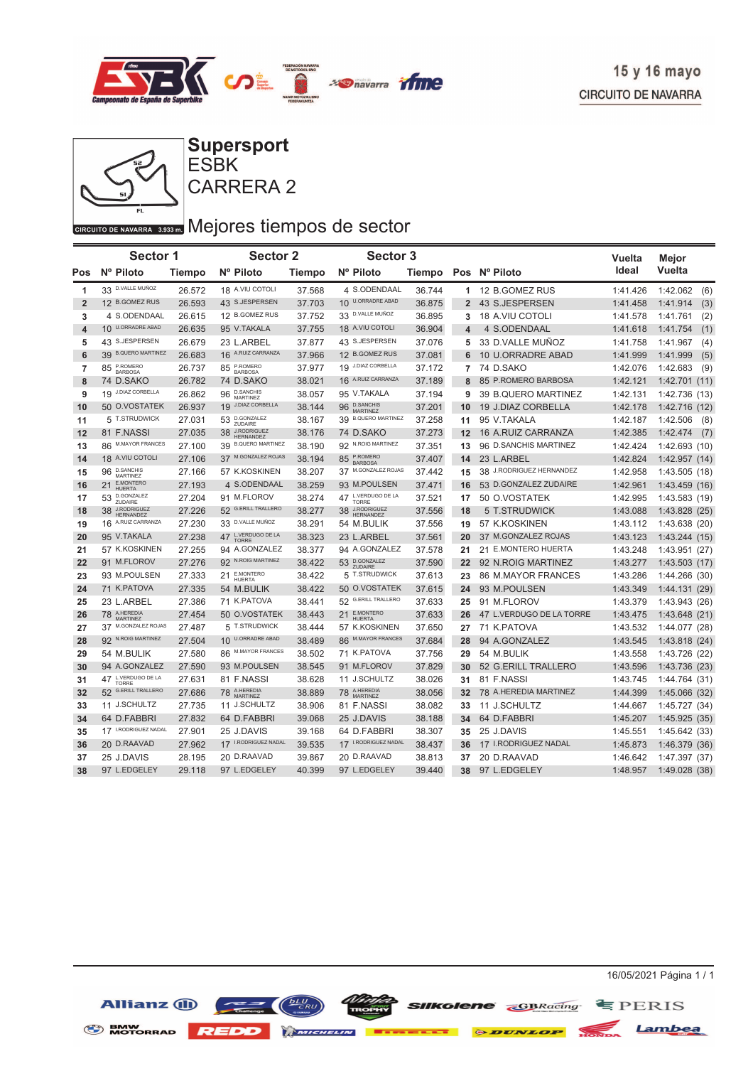15 y 16 mayo
CIRCUITO DE NAVARRA

CIRCUITO DE NAVARRA 3.933 m.

# Supersport
## ESBK
## CARRERA 2

## Mejores tiempos de sector

| Pos | Sector 1 Nº Piloto | Tiempo | Sector 2 Nº Piloto | Tiempo | Sector 3 Nº Piloto | Tiempo | Pos | Nº Piloto | Vuelta Ideal | Mejor Vuelta | |
|---|---|---|---|---|---|---|---|---|---|---|---|
| 1 | 33 D.VALLE MUÑOZ | 26.572 | 18 A.VIU COTOLI | 37.568 | 4 S.ODENDAAL | 36.744 | 1 | 12 B.GOMEZ RUS | 1:41.426 | 1:42.062 | (6) |
| 2 | 12 B.GOMEZ RUS | 26.593 | 43 S.JESPERSEN | 37.703 | 10 U.ORRADRE ABAD | 36.875 | 2 | 43 S.JESPERSEN | 1:41.458 | 1:41.914 | (3) |
| 3 | 4 S.ODENDAAL | 26.615 | 12 B.GOMEZ RUS | 37.752 | 33 D.VALLE MUÑOZ | 36.895 | 3 | 18 A.VIU COTOLI | 1:41.578 | 1:41.761 | (2) |
| 4 | 10 U.ORRADRE ABAD | 26.635 | 95 V.TAKALA | 37.755 | 18 A.VIU COTOLI | 36.904 | 4 | 4 S.ODENDAAL | 1:41.618 | 1:41.754 | (1) |
| 5 | 43 S.JESPERSEN | 26.679 | 23 L.ARBEL | 37.877 | 43 S.JESPERSEN | 37.076 | 5 | 33 D.VALLE MUÑOZ | 1:41.758 | 1:41.967 | (4) |
| 6 | 39 B.QUERO MARTINEZ | 26.683 | 16 A.RUIZ CARRANZA | 37.966 | 12 B.GOMEZ RUS | 37.081 | 6 | 10 U.ORRADRE ABAD | 1:41.999 | 1:41.999 | (5) |
| 7 | 85 P.ROMERO BARBOSA | 26.737 | 85 P.ROMERO BARBOSA | 37.977 | 19 J.DIAZ CORBELLA | 37.172 | 7 | 74 D.SAKO | 1:42.076 | 1:42.683 | (9) |
| 8 | 74 D.SAKO | 26.782 | 74 D.SAKO | 38.021 | 16 A.RUIZ CARRANZA | 37.189 | 8 | 85 P.ROMERO BARBOSA | 1:42.121 | 1:42.701 | (11) |
| 9 | 19 J.DIAZ CORBELLA | 26.862 | 96 D.SANCHIS MARTINEZ | 38.057 | 95 V.TAKALA | 37.194 | 9 | 39 B.QUERO MARTINEZ | 1:42.131 | 1:42.736 | (13) |
| 10 | 50 O.VOSTATEK | 26.937 | 19 J.DIAZ CORBELLA | 38.144 | 96 D.SANCHIS MARTINEZ | 37.201 | 10 | 19 J.DIAZ CORBELLA | 1:42.178 | 1:42.716 | (12) |
| 11 | 5 T.STRUDWICK | 27.031 | 53 D.GONZALEZ ZUDAIRE | 38.167 | 39 B.QUERO MARTINEZ | 37.258 | 11 | 95 V.TAKALA | 1:42.187 | 1:42.506 | (8) |
| 12 | 81 F.NASSI | 27.035 | 38 J.RODRIGUEZ HERNANDEZ | 38.176 | 74 D.SAKO | 37.273 | 12 | 16 A.RUIZ CARRANZA | 1:42.385 | 1:42.474 | (7) |
| 13 | 86 M.MAYOR FRANCES | 27.100 | 39 B.QUERO MARTINEZ | 38.190 | 92 N.ROIG MARTINEZ | 37.351 | 13 | 96 D.SANCHIS MARTINEZ | 1:42.424 | 1:42.693 | (10) |
| 14 | 18 A.VIU COTOLI | 27.106 | 37 M.GONZALEZ ROJAS | 38.194 | 85 P.ROMERO BARBOSA | 37.407 | 14 | 23 L.ARBEL | 1:42.824 | 1:42.957 | (14) |
| 15 | 96 D.SANCHIS MARTINEZ | 27.166 | 57 K.KOSKINEN | 38.207 | 37 M.GONZALEZ ROJAS | 37.442 | 15 | 38 J.RODRIGUEZ HERNANDEZ | 1:42.958 | 1:43.505 | (18) |
| 16 | 21 E.MONTERO HUERTA | 27.193 | 4 S.ODENDAAL | 38.259 | 93 M.POULSEN | 37.471 | 16 | 53 D.GONZALEZ ZUDAIRE | 1:42.961 | 1:43.459 | (16) |
| 17 | 53 D.GONZALEZ ZUDAIRE | 27.204 | 91 M.FLOROV | 38.274 | 47 L.VERDUGO DE LA TORRE | 37.521 | 17 | 50 O.VOSTATEK | 1:42.995 | 1:43.583 | (19) |
| 18 | 38 J.RODRIGUEZ HERNANDEZ | 27.226 | 52 G.ERILL TRALLERO | 38.277 | 38 J.RODRIGUEZ HERNANDEZ | 37.556 | 18 | 5 T.STRUDWICK | 1:43.088 | 1:43.828 | (25) |
| 19 | 16 A.RUIZ CARRANZA | 27.230 | 33 D.VALLE MUÑOZ | 38.291 | 54 M.BULIK | 37.556 | 19 | 57 K.KOSKINEN | 1:43.112 | 1:43.638 | (20) |
| 20 | 95 V.TAKALA | 27.238 | 47 L.VERDUGO DE LA TORRE | 38.323 | 23 L.ARBEL | 37.561 | 20 | 37 M.GONZALEZ ROJAS | 1:43.123 | 1:43.244 | (15) |
| 21 | 57 K.KOSKINEN | 27.255 | 94 A.GONZALEZ | 38.377 | 94 A.GONZALEZ | 37.578 | 21 | 21 E.MONTERO HUERTA | 1:43.248 | 1:43.951 | (27) |
| 22 | 91 M.FLOROV | 27.276 | 92 N.ROIG MARTINEZ | 38.422 | 53 D.GONZALEZ ZUDAIRE | 37.590 | 22 | 92 N.ROIG MARTINEZ | 1:43.277 | 1:43.503 | (17) |
| 23 | 93 M.POULSEN | 27.333 | 21 E.MONTERO HUERTA | 38.422 | 5 T.STRUDWICK | 37.613 | 23 | 86 M.MAYOR FRANCES | 1:43.286 | 1:44.266 | (30) |
| 24 | 71 K.PATOVA | 27.335 | 54 M.BULIK | 38.422 | 50 O.VOSTATEK | 37.615 | 24 | 93 M.POULSEN | 1:43.349 | 1:44.131 | (29) |
| 25 | 23 L.ARBEL | 27.386 | 71 K.PATOVA | 38.441 | 52 G.ERILL TRALLERO | 37.633 | 25 | 91 M.FLOROV | 1:43.379 | 1:43.943 | (26) |
| 26 | 78 A.HEREDIA MARTINEZ | 27.454 | 50 O.VOSTATEK | 38.443 | 21 E.MONTERO HUERTA | 37.633 | 26 | 47 L.VERDUGO DE LA TORRE | 1:43.475 | 1:43.648 | (21) |
| 27 | 37 M.GONZALEZ ROJAS | 27.487 | 5 T.STRUDWICK | 38.444 | 57 K.KOSKINEN | 37.650 | 27 | 71 K.PATOVA | 1:43.532 | 1:44.077 | (28) |
| 28 | 92 N.ROIG MARTINEZ | 27.504 | 10 U.ORRADRE ABAD | 38.489 | 86 M.MAYOR FRANCES | 37.684 | 28 | 94 A.GONZALEZ | 1:43.545 | 1:43.818 | (24) |
| 29 | 54 M.BULIK | 27.580 | 86 M.MAYOR FRANCES | 38.502 | 71 K.PATOVA | 37.756 | 29 | 54 M.BULIK | 1:43.558 | 1:43.726 | (22) |
| 30 | 94 A.GONZALEZ | 27.590 | 93 M.POULSEN | 38.545 | 91 M.FLOROV | 37.829 | 30 | 52 G.ERILL TRALLERO | 1:43.596 | 1:43.736 | (23) |
| 31 | 47 L.VERDUGO DE LA TORRE | 27.631 | 81 F.NASSI | 38.628 | 11 J.SCHULTZ | 38.026 | 31 | 81 F.NASSI | 1:43.745 | 1:44.764 | (31) |
| 32 | 52 G.ERILL TRALLERO | 27.686 | 78 A.HEREDIA MARTINEZ | 38.889 | 78 A.HEREDIA MARTINEZ | 38.056 | 32 | 78 A.HEREDIA MARTINEZ | 1:44.399 | 1:45.066 | (32) |
| 33 | 11 J.SCHULTZ | 27.735 | 11 J.SCHULTZ | 38.906 | 81 F.NASSI | 38.082 | 33 | 11 J.SCHULTZ | 1:44.667 | 1:45.727 | (34) |
| 34 | 64 D.FABBRI | 27.832 | 64 D.FABBRI | 39.068 | 25 J.DAVIS | 38.188 | 34 | 64 D.FABBRI | 1:45.207 | 1:45.925 | (35) |
| 35 | 17 I.RODRIGUEZ NADAL | 27.901 | 25 J.DAVIS | 39.168 | 64 D.FABBRI | 38.307 | 35 | 25 J.DAVIS | 1:45.551 | 1:45.642 | (33) |
| 36 | 20 D.RAAVAD | 27.962 | 17 I.RODRIGUEZ NADAL | 39.535 | 17 I.RODRIGUEZ NADAL | 38.437 | 36 | 17 I.RODRIGUEZ NADAL | 1:45.873 | 1:46.379 | (36) |
| 37 | 25 J.DAVIS | 28.195 | 20 D.RAAVAD | 39.867 | 20 D.RAAVAD | 38.813 | 37 | 20 D.RAAVAD | 1:46.642 | 1:47.397 | (37) |
| 38 | 97 L.EDGELEY | 29.118 | 97 L.EDGELEY | 40.399 | 97 L.EDGELEY | 39.440 | 38 | 97 L.EDGELEY | 1:48.957 | 1:49.028 | (38) |

16/05/2021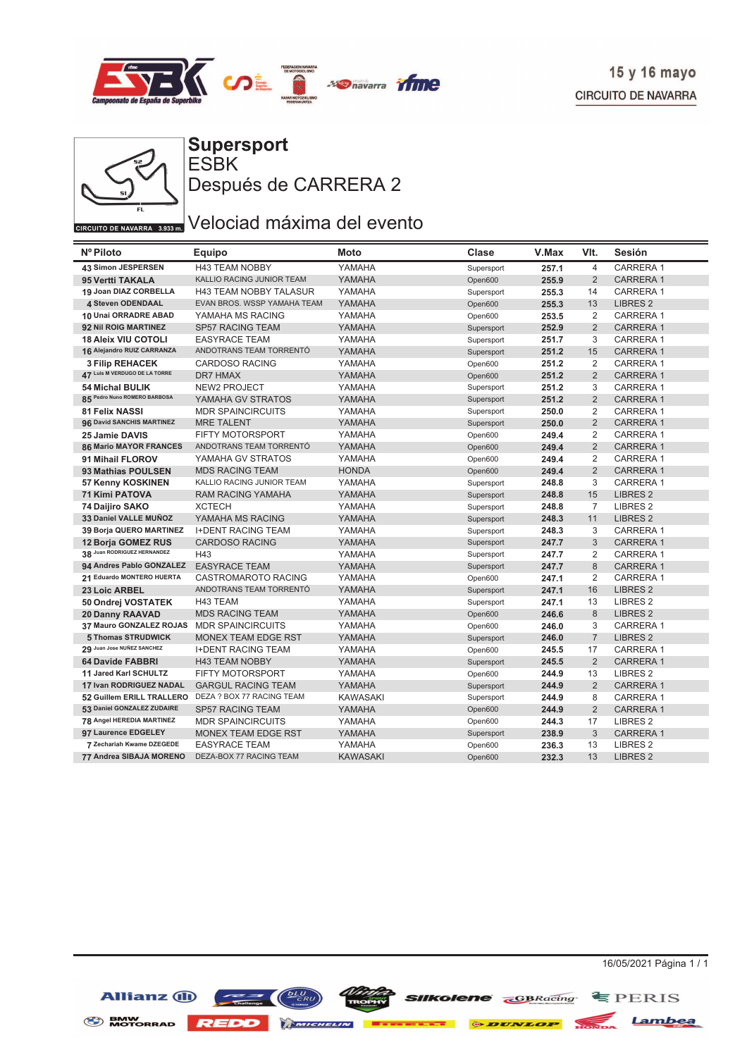15 y 16 mayo
CIRCUITO DE NAVARRA

CIRCUITO DE NAVARRA 3.933 m.

# Supersport
## ESBK
## Después de CARRERA 2

## Velociad máxima del evento

| Nº Piloto | Equipo | Moto | Clase | V.Max | Vlt. | Sesión |
|---|---|---|---|---|---|---|
| 43 Simon JESPERSEN | H43 TEAM NOBBY | YAMAHA | Supersport | 257.1 | 4 | CARRERA 1 |
| 95 Vertti TAKALA | KALLIO RACING JUNIOR TEAM | YAMAHA | Open600 | 255.9 | 2 | CARRERA 1 |
| 19 Joan DIAZ CORBELLA | H43 TEAM NOBBY TALASUR | YAMAHA | Supersport | 255.3 | 14 | CARRERA 1 |
| 4 Steven ODENDAAL | EVAN BROS. WSSP YAMAHA TEAM | YAMAHA | Open600 | 255.3 | 13 | LIBRES 2 |
| 10 Unai ORRADRE ABAD | YAMAHA MS RACING | YAMAHA | Open600 | 253.5 | 2 | CARRERA 1 |
| 92 Nil ROIG MARTINEZ | SP57 RACING TEAM | YAMAHA | Supersport | 252.9 | 2 | CARRERA 1 |
| 18 Aleix VIU COTOLI | EASYRACE TEAM | YAMAHA | Supersport | 251.7 | 3 | CARRERA 1 |
| 16 Alejandro RUIZ CARRANZA | ANDOTRANS TEAM TORRENTÓ | YAMAHA | Supersport | 251.2 | 15 | CARRERA 1 |
| 3 Filip REHACEK | CARDOSO RACING | YAMAHA | Open600 | 251.2 | 2 | CARRERA 1 |
| 47 Luis M VERDUGO DE LA TORRE | DR7 HMAX | YAMAHA | Open600 | 251.2 | 2 | CARRERA 1 |
| 54 Michal BULIK | NEW2 PROJECT | YAMAHA | Supersport | 251.2 | 3 | CARRERA 1 |
| 85 Pedro Nuno ROMERO BARBOSA | YAMAHA GV STRATOS | YAMAHA | Supersport | 251.2 | 2 | CARRERA 1 |
| 81 Felix NASSI | MDR SPAINCIRCUITS | YAMAHA | Supersport | 250.0 | 2 | CARRERA 1 |
| 96 David SANCHIS MARTINEZ | MRE TALENT | YAMAHA | Supersport | 250.0 | 2 | CARRERA 1 |
| 25 Jamie DAVIS | FIFTY MOTORSPORT | YAMAHA | Open600 | 249.4 | 2 | CARRERA 1 |
| 86 Mario MAYOR FRANCES | ANDOTRANS TEAM TORRENTÓ | YAMAHA | Open600 | 249.4 | 2 | CARRERA 1 |
| 91 Mihail FLOROV | YAMAHA GV STRATOS | YAMAHA | Open600 | 249.4 | 2 | CARRERA 1 |
| 93 Mathias POULSEN | MDS RACING TEAM | HONDA | Open600 | 249.4 | 2 | CARRERA 1 |
| 57 Kenny KOSKINEN | KALLIO RACING JUNIOR TEAM | YAMAHA | Supersport | 248.8 | 3 | CARRERA 1 |
| 71 Kimi PATOVA | RAM RACING YAMAHA | YAMAHA | Supersport | 248.8 | 15 | LIBRES 2 |
| 74 Daijiro SAKO | XCTECH | YAMAHA | Supersport | 248.8 | 7 | LIBRES 2 |
| 33 Daniel VALLE MUÑOZ | YAMAHA MS RACING | YAMAHA | Supersport | 248.3 | 11 | LIBRES 2 |
| 39 Borja QUERO MARTINEZ | I+DENT RACING TEAM | YAMAHA | Supersport | 248.3 | 3 | CARRERA 1 |
| 12 Borja GOMEZ RUS | CARDOSO RACING | YAMAHA | Supersport | 247.7 | 3 | CARRERA 1 |
| 38 Juan RODRIGUEZ HERNANDEZ | H43 | YAMAHA | Supersport | 247.7 | 2 | CARRERA 1 |
| 94 Andres Pablo GONZALEZ | EASYRACE TEAM | YAMAHA | Supersport | 247.7 | 8 | CARRERA 1 |
| 21 Eduardo MONTERO HUERTA | CASTROMAROTO RACING | YAMAHA | Open600 | 247.1 | 2 | CARRERA 1 |
| 23 Loic ARBEL | ANDOTRANS TEAM TORRENTÓ | YAMAHA | Supersport | 247.1 | 16 | LIBRES 2 |
| 50 Ondrej VOSTATEK | H43 TEAM | YAMAHA | Supersport | 247.1 | 13 | LIBRES 2 |
| 20 Danny RAAVAD | MDS RACING TEAM | YAMAHA | Open600 | 246.6 | 8 | LIBRES 2 |
| 37 Mauro GONZALEZ ROJAS | MDR SPAINCIRCUITS | YAMAHA | Open600 | 246.0 | 3 | CARRERA 1 |
| 5 Thomas STRUDWICK | MONEX TEAM EDGE RST | YAMAHA | Supersport | 246.0 | 7 | LIBRES 2 |
| 29 Juan Jose NUÑEZ SANCHEZ | I+DENT RACING TEAM | YAMAHA | Open600 | 245.5 | 17 | CARRERA 1 |
| 64 Davide FABBRI | H43 TEAM NOBBY | YAMAHA | Supersport | 245.5 | 2 | CARRERA 1 |
| 11 Jared Karl SCHULTZ | FIFTY MOTORSPORT | YAMAHA | Open600 | 244.9 | 13 | LIBRES 2 |
| 17 Ivan RODRIGUEZ NADAL | GARGUL RACING TEAM | YAMAHA | Supersport | 244.9 | 2 | CARRERA 1 |
| 52 Guillem ERILL TRALLERO | DEZA ? BOX 77 RACING TEAM | KAWASAKI | Supersport | 244.9 | 8 | CARRERA 1 |
| 53 Daniel GONZALEZ ZUDAIRE | SP57 RACING TEAM | YAMAHA | Open600 | 244.9 | 2 | CARRERA 1 |
| 78 Angel HEREDIA MARTINEZ | MDR SPAINCIRCUITS | YAMAHA | Open600 | 244.3 | 17 | LIBRES 2 |
| 97 Laurence EDGELEY | MONEX TEAM EDGE RST | YAMAHA | Supersport | 238.9 | 3 | CARRERA 1 |
| 7 Zechariah Kwame DZEGEDE | EASYRACE TEAM | YAMAHA | Open600 | 236.3 | 13 | LIBRES 2 |
| 77 Andrea SIBAJA MORENO | DEZA-BOX 77 RACING TEAM | KAWASAKI | Open600 | 232.3 | 13 | LIBRES 2 |

16/05/2021 Página 1 / 1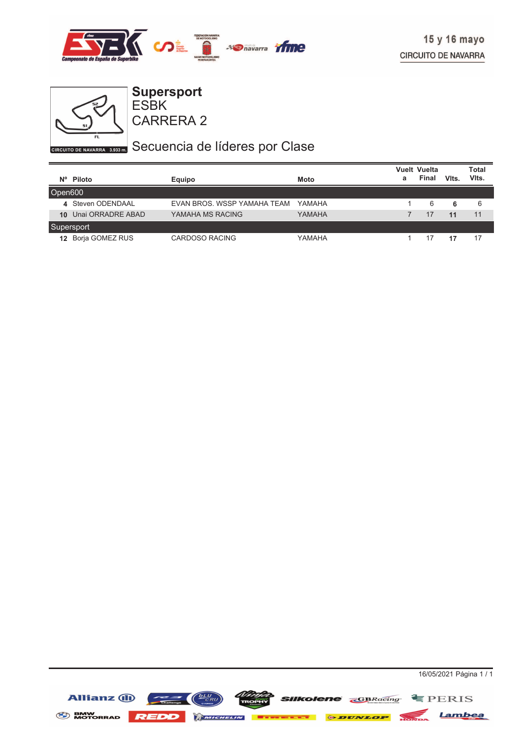15 y 16 mayo

CIRCUITO DE NAVARRA

# Supersport
## ESBK
## CARRERA 2

## Secuencia de líderes por Clase

| Nº | Piloto | Equipo | Moto | Vuelta | Vuelta Final | Vlts. | Total Vlts. |
|---|---|---|---|---|---|---|---|
| **Open600** | | | | | | | |
| **4** | Steven ODENDAAL | EVAN BROS. WSSP YAMAHA TEAM | YAMAHA | 1 | 6 | **6** | 6 |
| **10** | Unai ORRADRE ABAD | YAMAHA MS RACING | YAMAHA | 7 | 17 | **11** | 11 |
| **Supersport** | | | | | | | |
| **12** | Borja GOMEZ RUS | CARDOSO RACING | YAMAHA | 1 | 17 | **17** | 17 |

16/05/2021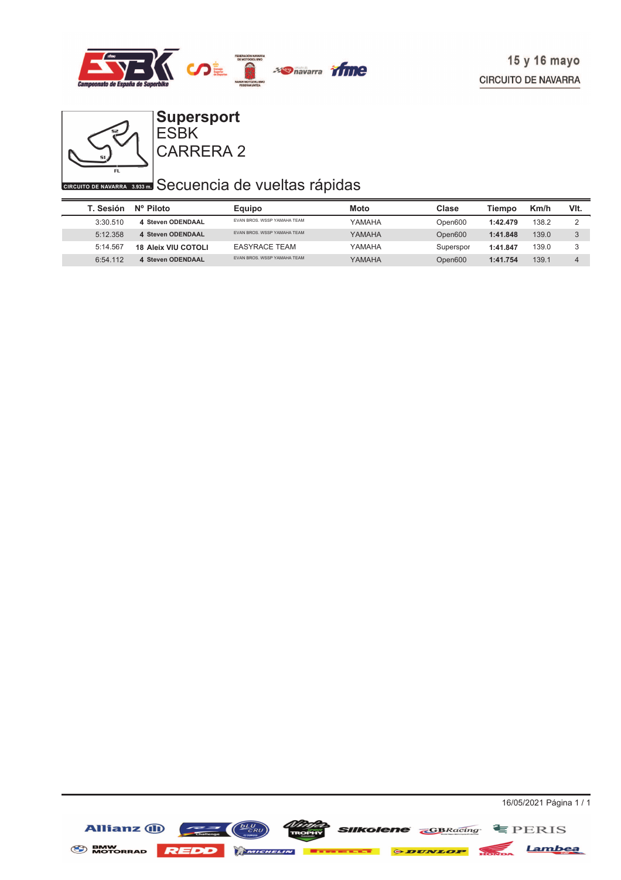15 y 16 mayo

CIRCUITO DE NAVARRA

CIRCUITO DE NAVARRA 3.933 m.

# Supersport
## ESBK
## CARRERA 2

## Secuencia de vueltas rápidas

| T. Sesión | Nº Piloto | Equipo | Moto | Clase | Tiempo | Km/h | Vlt. |
|---|---|---|---|---|---|---|---|
| 3:30.510 | 4 Steven ODENDAAL | EVAN BROS. WSSP YAMAHA TEAM | YAMAHA | Open600 | **1:42.479** | 138.2 | 2 |
| 5:12.358 | 4 Steven ODENDAAL | EVAN BROS. WSSP YAMAHA TEAM | YAMAHA | Open600 | **1:41.848** | 139.0 | 3 |
| 5:14.567 | 18 Aleix VIU COTOLI | EASYRACE TEAM | YAMAHA | Superspor | **1:41.847** | 139.0 | 3 |
| 6:54.112 | 4 Steven ODENDAAL | EVAN BROS. WSSP YAMAHA TEAM | YAMAHA | Open600 | **1:41.754** | 139.1 | 4 |

16/05/2021 Página 1 / 1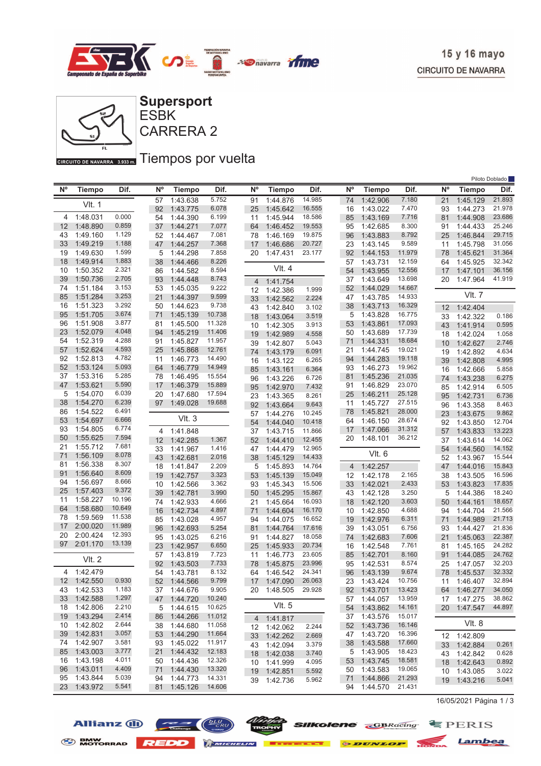15 y 16 mayo
CIRCUITO DE NAVARRA

# Supersport
ESBK
CARRERA 2

CIRCUITO DE NAVARRA 3.933 m.

## Tiempos por vuelta

Piloto Doblado

| Nº | Tiempo | Dif. |
|---|---|---|
| **Vlt. 1** | | |
| 4 | 1:48.031 | 0.000 |
| 12 | 1:48.890 | 0.859 |
| 43 | 1:49.160 | 1.129 |
| 33 | 1:49.219 | 1.188 |
| 19 | 1:49.630 | 1.599 |
| 18 | 1:49.914 | 1.883 |
| 10 | 1:50.352 | 2.321 |
| 39 | 1:50.736 | 2.705 |
| 74 | 1:51.184 | 3.153 |
| 85 | 1:51.284 | 3.253 |
| 16 | 1:51.323 | 3.292 |
| 95 | 1:51.705 | 3.674 |
| 96 | 1:51.908 | 3.877 |
| 23 | 1:52.079 | 4.048 |
| 54 | 1:52.319 | 4.288 |
| 57 | 1:52.624 | 4.593 |
| 92 | 1:52.813 | 4.782 |
| 52 | 1:53.124 | 5.093 |
| 37 | 1:53.316 | 5.285 |
| 47 | 1:53.621 | 5.590 |
| 5 | 1:54.070 | 6.039 |
| 38 | 1:54.270 | 6.239 |
| 86 | 1:54.522 | 6.491 |
| 53 | 1:54.697 | 6.666 |
| 93 | 1:54.805 | 6.774 |
| 50 | 1:55.625 | 7.594 |
| 21 | 1:55.712 | 7.681 |
| 71 | 1:56.109 | 8.078 |
| 81 | 1:56.338 | 8.307 |
| 91 | 1:56.640 | 8.609 |
| 94 | 1:56.697 | 8.666 |
| 25 | 1:57.403 | 9.372 |
| 11 | 1:58.227 | 10.196 |
| 64 | 1:58.680 | 10.649 |
| 78 | 1:59.569 | 11.538 |
| 17 | 2:00.020 | 11.989 |
| 20 | 2:00.424 | 12.393 |
| 97 | 2:01.170 | 13.139 |
| **Vlt. 2** | | |
| 4 | 1:42.479 | |
| 12 | 1:42.550 | 0.930 |
| 43 | 1:42.533 | 1.183 |
| 33 | 1:42.588 | 1.297 |
| 18 | 1:42.806 | 2.210 |
| 19 | 1:43.294 | 2.414 |
| 10 | 1:42.802 | 2.644 |
| 39 | 1:42.831 | 3.057 |
| 74 | 1:42.907 | 3.581 |
| 85 | 1:43.003 | 3.777 |
| 16 | 1:43.198 | 4.011 |
| 96 | 1:43.011 | 4.409 |
| 95 | 1:43.844 | 5.039 |
| 23 | 1:43.972 | 5.541 |
| 57 | 1:43.638 | 5.752 |
| 92 | 1:43.775 | 6.078 |
| 54 | 1:44.390 | 6.199 |
| 37 | 1:44.271 | 7.077 |
| 52 | 1:44.467 | 7.081 |
| 47 | 1:44.257 | 7.368 |
| 5 | 1:44.298 | 7.858 |
| 38 | 1:44.466 | 8.226 |
| 86 | 1:44.582 | 8.594 |
| 93 | 1:44.448 | 8.743 |
| 53 | 1:45.035 | 9.222 |
| 21 | 1:44.397 | 9.599 |
| 50 | 1:44.623 | 9.738 |
| 71 | 1:45.139 | 10.738 |
| 81 | 1:45.500 | 11.328 |
| 94 | 1:45.219 | 11.406 |
| 91 | 1:45.827 | 11.957 |
| 25 | 1:45.868 | 12.761 |
| 11 | 1:46.773 | 14.490 |
| 64 | 1:46.779 | 14.949 |
| 78 | 1:46.495 | 15.554 |
| 17 | 1:46.379 | 15.889 |
| 20 | 1:47.680 | 17.594 |
| 97 | 1:49.028 | 19.688 |
| **Vlt. 3** | | |
| 4 | 1:41.848 | |
| 12 | 1:42.285 | 1.367 |
| 33 | 1:41.967 | 1.416 |
| 43 | 1:42.681 | 2.016 |
| 18 | 1:41.847 | 2.209 |
| 19 | 1:42.757 | 3.323 |
| 10 | 1:42.566 | 3.362 |
| 39 | 1:42.781 | 3.990 |
| 74 | 1:42.933 | 4.666 |
| 16 | 1:42.734 | 4.897 |
| 85 | 1:43.028 | 4.957 |
| 96 | 1:42.693 | 5.254 |
| 95 | 1:43.025 | 6.216 |
| 23 | 1:42.957 | 6.650 |
| 57 | 1:43.819 | 7.723 |
| 92 | 1:43.503 | 7.733 |
| 54 | 1:43.781 | 8.132 |
| 52 | 1:44.566 | 9.799 |
| 37 | 1:44.676 | 9.905 |
| 47 | 1:44.720 | 10.240 |
| 5 | 1:44.615 | 10.625 |
| 86 | 1:44.266 | 11.012 |
| 38 | 1:44.680 | 11.058 |
| 53 | 1:44.290 | 11.664 |
| 93 | 1:45.022 | 11.917 |
| 21 | 1:44.432 | 12.183 |
| 50 | 1:44.436 | 12.326 |
| 71 | 1:44.430 | 13.320 |
| 94 | 1:44.773 | 14.331 |
| 81 | 1:45.126 | 14.606 |
| 91 | 1:44.876 | 14.985 |
| 25 | 1:45.642 | 16.555 |
| 11 | 1:45.944 | 18.586 |
| 64 | 1:46.452 | 19.553 |
| 78 | 1:46.169 | 19.875 |
| 17 | 1:46.686 | 20.727 |
| 20 | 1:47.431 | 23.177 |
| **Vlt. 4** | | |
| 4 | 1:41.754 | |
| 12 | 1:42.386 | 1.999 |
| 33 | 1:42.562 | 2.224 |
| 43 | 1:42.840 | 3.102 |
| 18 | 1:43.064 | 3.519 |
| 10 | 1:42.305 | 3.913 |
| 19 | 1:42.989 | 4.558 |
| 39 | 1:42.807 | 5.043 |
| 74 | 1:43.179 | 6.091 |
| 16 | 1:43.122 | 6.265 |
| 85 | 1:43.161 | 6.364 |
| 96 | 1:43.226 | 6.726 |
| 95 | 1:42.970 | 7.432 |
| 23 | 1:43.365 | 8.261 |
| 92 | 1:43.664 | 9.643 |
| 57 | 1:44.276 | 10.245 |
| 54 | 1:44.040 | 10.418 |
| 37 | 1:43.715 | 11.866 |
| 52 | 1:44.410 | 12.455 |
| 47 | 1:44.479 | 12.965 |
| 38 | 1:45.129 | 14.433 |
| 5 | 1:45.893 | 14.764 |
| 53 | 1:45.139 | 15.049 |
| 93 | 1:45.343 | 15.506 |
| 50 | 1:45.295 | 15.867 |
| 21 | 1:45.664 | 16.093 |
| 71 | 1:44.604 | 16.170 |
| 94 | 1:44.075 | 16.652 |
| 81 | 1:44.764 | 17.616 |
| 91 | 1:44.827 | 18.058 |
| 25 | 1:45.933 | 20.734 |
| 11 | 1:46.773 | 23.605 |
| 78 | 1:45.875 | 23.996 |
| 64 | 1:46.542 | 24.341 |
| 17 | 1:47.090 | 26.063 |
| 20 | 1:48.505 | 29.928 |
| **Vlt. 5** | | |
| 4 | 1:41.817 | |
| 12 | 1:42.062 | 2.244 |
| 33 | 1:42.262 | 2.669 |
| 43 | 1:42.094 | 3.379 |
| 18 | 1:42.038 | 3.740 |
| 10 | 1:41.999 | 4.095 |
| 19 | 1:42.851 | 5.592 |
| 39 | 1:42.736 | 5.962 |
| 74 | 1:42.906 | 7.180 |
| 16 | 1:43.022 | 7.470 |
| 85 | 1:43.169 | 7.716 |
| 95 | 1:42.685 | 8.300 |
| 96 | 1:43.883 | 8.792 |
| 23 | 1:43.145 | 9.589 |
| 92 | 1:44.153 | 11.979 |
| 57 | 1:43.731 | 12.159 |
| 54 | 1:43.955 | 12.556 |
| 37 | 1:43.649 | 13.698 |
| 52 | 1:44.029 | 14.667 |
| 47 | 1:43.785 | 14.933 |
| 38 | 1:43.713 | 16.329 |
| 5 | 1:43.828 | 16.775 |
| 53 | 1:43.861 | 17.093 |
| 50 | 1:43.689 | 17.739 |
| 71 | 1:44.331 | 18.684 |
| 21 | 1:44.745 | 19.021 |
| 94 | 1:44.283 | 19.118 |
| 93 | 1:46.273 | 19.962 |
| 81 | 1:45.236 | 21.035 |
| 91 | 1:46.829 | 23.070 |
| 25 | 1:46.211 | 25.128 |
| 11 | 1:45.727 | 27.515 |
| 78 | 1:45.821 | 28.000 |
| 64 | 1:46.150 | 28.674 |
| 17 | 1:47.066 | 31.312 |
| 20 | 1:48.101 | 36.212 |
| **Vlt. 6** | | |
| 4 | 1:42.257 | |
| 12 | 1:42.178 | 2.165 |
| 33 | 1:42.021 | 2.433 |
| 43 | 1:42.128 | 3.250 |
| 18 | 1:42.120 | 3.603 |
| 10 | 1:42.850 | 4.688 |
| 19 | 1:42.976 | 6.311 |
| 39 | 1:43.051 | 6.756 |
| 74 | 1:42.683 | 7.606 |
| 16 | 1:42.548 | 7.761 |
| 85 | 1:42.701 | 8.160 |
| 95 | 1:42.531 | 8.574 |
| 96 | 1:43.139 | 9.674 |
| 23 | 1:43.424 | 10.756 |
| 92 | 1:43.701 | 13.423 |
| 57 | 1:44.057 | 13.959 |
| 54 | 1:43.862 | 14.161 |
| 37 | 1:43.576 | 15.017 |
| 52 | 1:43.736 | 16.146 |
| 47 | 1:43.720 | 16.396 |
| 38 | 1:43.588 | 17.660 |
| 5 | 1:43.905 | 18.423 |
| 53 | 1:43.745 | 18.581 |
| 50 | 1:43.583 | 19.065 |
| 71 | 1:44.866 | 21.293 |
| 94 | 1:44.570 | 21.431 |
| 21 | 1:45.129 | 21.893 |
| 93 | 1:44.273 | 21.978 |
| 81 | 1:44.908 | 23.686 |
| 91 | 1:44.433 | 25.246 |
| 25 | 1:46.844 | 29.715 |
| 11 | 1:45.798 | 31.056 |
| 78 | 1:45.621 | 31.364 |
| 64 | 1:45.925 | 32.342 |
| 17 | 1:47.101 | 36.156 |
| 20 | 1:47.964 | 41.919 |
| **Vlt. 7** | | |
| 12 | 1:42.404 | |
| 33 | 1:42.322 | 0.186 |
| 43 | 1:41.914 | 0.595 |
| 18 | 1:42.024 | 1.058 |
| 10 | 1:42.627 | 2.746 |
| 19 | 1:42.892 | 4.634 |
| 39 | 1:42.808 | 4.995 |
| 16 | 1:42.666 | 5.858 |
| 74 | 1:43.238 | 6.275 |
| 85 | 1:42.914 | 6.505 |
| 95 | 1:42.731 | 6.736 |
| 96 | 1:43.358 | 8.463 |
| 23 | 1:43.675 | 9.862 |
| 92 | 1:43.850 | 12.704 |
| 57 | 1:43.833 | 13.223 |
| 37 | 1:43.614 | 14.062 |
| 54 | 1:44.560 | 14.152 |
| 52 | 1:43.967 | 15.544 |
| 47 | 1:44.016 | 15.843 |
| 38 | 1:43.505 | 16.596 |
| 53 | 1:43.823 | 17.835 |
| 5 | 1:44.386 | 18.240 |
| 50 | 1:44.161 | 18.657 |
| 94 | 1:44.704 | 21.566 |
| 71 | 1:44.989 | 21.713 |
| 93 | 1:44.427 | 21.836 |
| 21 | 1:45.063 | 22.387 |
| 81 | 1:45.165 | 24.282 |
| 91 | 1:44.085 | 24.762 |
| 25 | 1:47.057 | 32.203 |
| 78 | 1:45.537 | 32.332 |
| 11 | 1:46.407 | 32.894 |
| 64 | 1:46.277 | 34.050 |
| 17 | 1:47.275 | 38.862 |
| 20 | 1:47.547 | 44.897 |
| **Vlt. 8** | | |
| 12 | 1:42.809 | |
| 33 | 1:42.884 | 0.261 |
| 43 | 1:42.842 | 0.628 |
| 18 | 1:42.643 | 0.892 |
| 10 | 1:43.085 | 3.022 |
| 19 | 1:43.216 | 5.041 |

16/05/2021 Página 1 / 3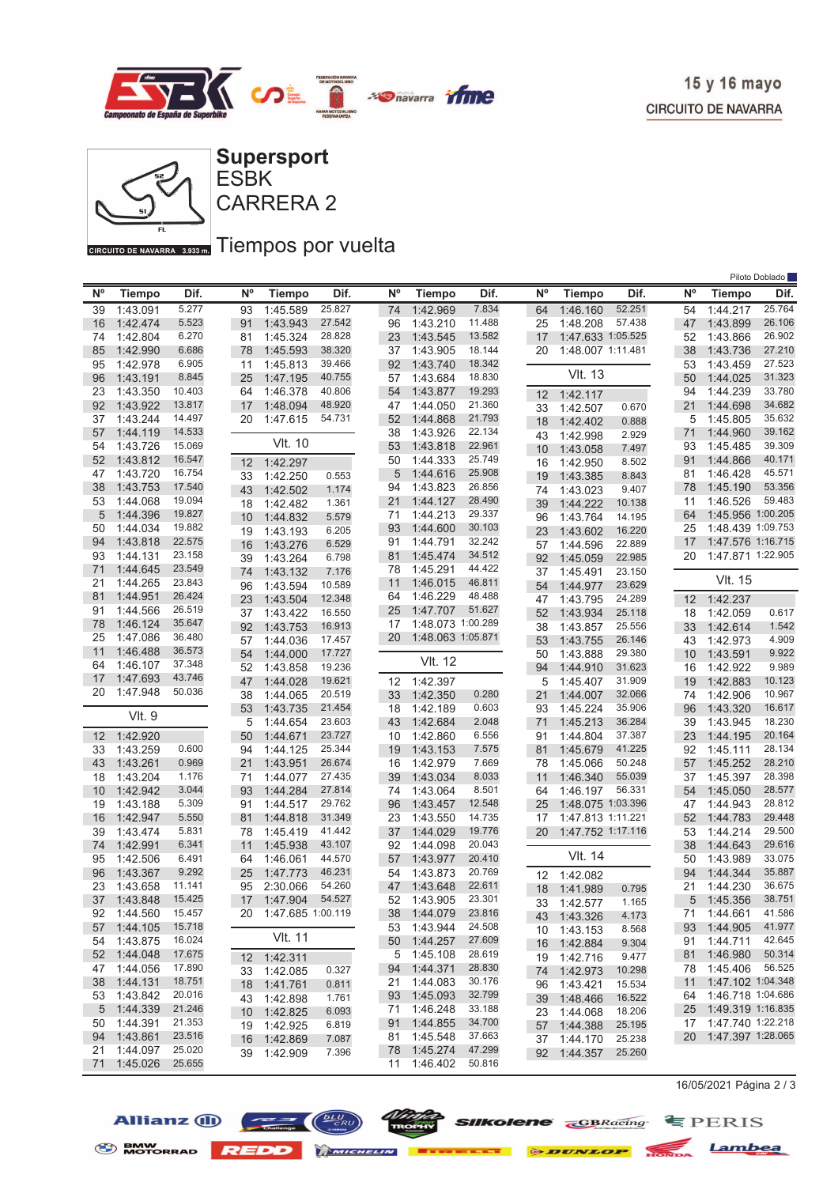15 y 16 mayo
CIRCUITO DE NAVARRA

# Supersport
## ESBK
## CARRERA 2

CIRCUITO DE NAVARRA 3.933 m.

## Tiempos por vuelta

Piloto Doblado

| Nº | Tiempo | Dif. |
|---|---|---|
| 39 | 1:43.091 | 5.277 |
| 16 | 1:42.474 | 5.523 |
| 74 | 1:42.804 | 6.270 |
| 85 | 1:42.990 | 6.686 |
| 95 | 1:42.978 | 6.905 |
| 96 | 1:43.191 | 8.845 |
| 23 | 1:43.350 | 10.403 |
| 92 | 1:43.922 | 13.817 |
| 37 | 1:43.244 | 14.497 |
| 57 | 1:44.119 | 14.533 |
| 54 | 1:43.726 | 15.069 |
| 52 | 1:43.812 | 16.547 |
| 47 | 1:43.720 | 16.754 |
| 38 | 1:43.753 | 17.540 |
| 53 | 1:44.068 | 19.094 |
| 5 | 1:44.396 | 19.827 |
| 50 | 1:44.034 | 19.882 |
| 94 | 1:43.818 | 22.575 |
| 93 | 1:44.131 | 23.158 |
| 71 | 1:44.645 | 23.549 |
| 21 | 1:44.265 | 23.843 |
| 81 | 1:44.951 | 26.424 |
| 91 | 1:44.566 | 26.519 |
| 78 | 1:46.124 | 35.647 |
| 25 | 1:47.086 | 36.480 |
| 11 | 1:46.488 | 36.573 |
| 64 | 1:46.107 | 37.348 |
| 17 | 1:47.693 | 43.746 |
| 20 | 1:47.948 | 50.036 |

**Vlt. 9**

| Nº | Tiempo | Dif. |
|---|---|---|
| 12 | 1:42.920 | |
| 33 | 1:43.259 | 0.600 |
| 43 | 1:43.261 | 0.969 |
| 18 | 1:43.204 | 1.176 |
| 10 | 1:42.942 | 3.044 |
| 19 | 1:43.188 | 5.309 |
| 16 | 1:42.947 | 5.550 |
| 39 | 1:43.474 | 5.831 |
| 74 | 1:42.991 | 6.341 |
| 95 | 1:42.506 | 6.491 |
| 96 | 1:43.367 | 9.292 |
| 23 | 1:43.658 | 11.141 |
| 37 | 1:43.848 | 15.425 |
| 92 | 1:44.560 | 15.457 |
| 57 | 1:44.105 | 15.718 |
| 54 | 1:43.875 | 16.024 |
| 52 | 1:44.048 | 17.675 |
| 47 | 1:44.056 | 17.890 |
| 38 | 1:44.131 | 18.751 |
| 53 | 1:43.842 | 20.016 |
| 5 | 1:44.339 | 21.246 |
| 50 | 1:44.391 | 21.353 |
| 94 | 1:43.861 | 23.516 |
| 21 | 1:44.097 | 25.020 |
| 71 | 1:45.026 | 25.655 |
| 93 | 1:45.589 | 25.827 |
| 91 | 1:43.943 | 27.542 |
| 81 | 1:45.324 | 28.828 |
| 78 | 1:45.593 | 38.320 |
| 11 | 1:45.813 | 39.466 |
| 25 | 1:47.195 | 40.755 |
| 64 | 1:46.378 | 40.806 |
| 17 | 1:48.094 | 48.920 |
| 20 | 1:47.615 | 54.731 |

**Vlt. 10**

| Nº | Tiempo | Dif. |
|---|---|---|
| 12 | 1:42.297 | |
| 33 | 1:42.250 | 0.553 |
| 43 | 1:42.502 | 1.174 |
| 18 | 1:42.482 | 1.361 |
| 10 | 1:44.832 | 5.579 |
| 19 | 1:43.193 | 6.205 |
| 16 | 1:43.276 | 6.529 |
| 39 | 1:43.264 | 6.798 |
| 74 | 1:43.132 | 7.176 |
| 96 | 1:43.594 | 10.589 |
| 23 | 1:43.504 | 12.348 |
| 37 | 1:43.422 | 16.550 |
| 92 | 1:43.753 | 16.913 |
| 57 | 1:44.036 | 17.457 |
| 54 | 1:44.000 | 17.727 |
| 52 | 1:43.858 | 19.236 |
| 47 | 1:44.028 | 19.621 |
| 38 | 1:44.065 | 20.519 |
| 53 | 1:43.735 | 21.454 |
| 5 | 1:44.654 | 23.603 |
| 50 | 1:44.671 | 23.727 |
| 94 | 1:44.125 | 25.344 |
| 21 | 1:43.951 | 26.674 |
| 71 | 1:44.077 | 27.435 |
| 93 | 1:44.284 | 27.814 |
| 91 | 1:44.517 | 29.762 |
| 81 | 1:44.818 | 31.349 |
| 78 | 1:45.419 | 41.442 |
| 11 | 1:45.938 | 43.107 |
| 64 | 1:46.061 | 44.570 |
| 25 | 1:47.773 | 46.231 |
| 95 | 2:30.066 | 54.260 |
| 17 | 1:47.904 | 54.527 |
| 20 | 1:47.685 | 1:00.119 |

**Vlt. 11**

| Nº | Tiempo | Dif. |
|---|---|---|
| 12 | 1:42.311 | |
| 33 | 1:42.085 | 0.327 |
| 18 | 1:41.761 | 0.811 |
| 43 | 1:42.898 | 1.761 |
| 10 | 1:42.825 | 6.093 |
| 19 | 1:42.925 | 6.819 |
| 16 | 1:42.869 | 7.087 |
| 39 | 1:42.909 | 7.396 |
| 74 | 1:42.969 | 7.834 |
| 96 | 1:43.210 | 11.488 |
| 23 | 1:43.545 | 13.582 |
| 37 | 1:43.905 | 18.144 |
| 92 | 1:43.740 | 18.342 |
| 57 | 1:43.684 | 18.830 |
| 54 | 1:43.877 | 19.293 |
| 47 | 1:44.050 | 21.360 |
| 52 | 1:44.868 | 21.793 |
| 38 | 1:43.926 | 22.134 |
| 53 | 1:43.818 | 22.961 |
| 50 | 1:44.333 | 25.749 |
| 5 | 1:44.616 | 25.908 |
| 94 | 1:43.823 | 26.856 |
| 21 | 1:44.127 | 28.490 |
| 71 | 1:44.213 | 29.337 |
| 93 | 1:44.600 | 30.103 |
| 91 | 1:44.791 | 32.242 |
| 78 | 1:45.291 | 44.422 |
| 11 | 1:46.015 | 46.811 |
| 64 | 1:46.229 | 48.488 |
| 25 | 1:47.707 | 51.627 |
| 17 | 1:48.073 | 1:00.289 |
| 20 | 1:48.063 | 1:05.871 |

**Vlt. 12**

| Nº | Tiempo | Dif. |
|---|---|---|
| 12 | 1:42.397 | |
| 33 | 1:42.350 | 0.280 |
| 18 | 1:42.189 | 0.603 |
| 43 | 1:42.684 | 2.048 |
| 10 | 1:42.860 | 6.556 |
| 19 | 1:43.153 | 7.575 |
| 16 | 1:42.979 | 7.669 |
| 39 | 1:43.034 | 8.033 |
| 74 | 1:43.064 | 8.501 |
| 96 | 1:43.457 | 12.548 |
| 23 | 1:43.550 | 14.735 |
| 37 | 1:44.029 | 19.776 |
| 92 | 1:44.098 | 20.043 |
| 57 | 1:43.977 | 20.410 |
| 54 | 1:43.873 | 20.769 |
| 47 | 1:43.648 | 22.611 |
| 52 | 1:43.905 | 23.301 |
| 38 | 1:44.079 | 23.816 |
| 53 | 1:43.944 | 24.508 |
| 50 | 1:44.257 | 27.609 |
| 5 | 1:45.108 | 28.619 |
| 94 | 1:44.371 | 28.830 |
| 21 | 1:44.083 | 30.176 |
| 93 | 1:45.093 | 32.799 |
| 71 | 1:46.248 | 33.188 |
| 91 | 1:44.855 | 34.700 |
| 81 | 1:45.548 | 37.663 |
| 78 | 1:45.274 | 47.299 |
| 11 | 1:46.402 | 50.816 |
| 64 | 1:46.160 | 52.251 |
| 25 | 1:48.208 | 57.438 |
| 17 | 1:47.633 | 1:05.525 |
| 20 | 1:48.007 | 1:11.481 |

**Vlt. 13**

| Nº | Tiempo | Dif. |
|---|---|---|
| 12 | 1:42.117 | |
| 33 | 1:42.507 | 0.670 |
| 18 | 1:42.402 | 0.888 |
| 43 | 1:42.998 | 2.929 |
| 10 | 1:43.058 | 7.497 |
| 16 | 1:42.950 | 8.502 |
| 19 | 1:43.385 | 8.843 |
| 74 | 1:43.023 | 9.407 |
| 39 | 1:44.222 | 10.138 |
| 96 | 1:43.764 | 14.195 |
| 23 | 1:43.602 | 16.220 |
| 57 | 1:44.596 | 22.889 |
| 92 | 1:45.059 | 22.985 |
| 37 | 1:45.491 | 23.150 |
| 54 | 1:44.977 | 23.629 |
| 47 | 1:43.795 | 24.289 |
| 52 | 1:43.934 | 25.118 |
| 38 | 1:43.857 | 25.556 |
| 53 | 1:43.755 | 26.146 |
| 50 | 1:43.888 | 29.380 |
| 94 | 1:44.910 | 31.623 |
| 5 | 1:45.407 | 31.909 |
| 21 | 1:44.007 | 32.066 |
| 93 | 1:45.224 | 35.906 |
| 71 | 1:45.213 | 36.284 |
| 91 | 1:44.804 | 37.387 |
| 81 | 1:45.679 | 41.225 |
| 78 | 1:45.066 | 50.248 |
| 11 | 1:46.340 | 55.039 |
| 64 | 1:46.197 | 56.331 |
| 25 | 1:48.075 | 1:03.396 |
| 17 | 1:47.813 | 1:11.221 |
| 20 | 1:47.752 | 1:17.116 |

**Vlt. 14**

| Nº | Tiempo | Dif. |
|---|---|---|
| 12 | 1:42.082 | |
| 18 | 1:41.989 | 0.795 |
| 33 | 1:42.577 | 1.165 |
| 43 | 1:43.326 | 4.173 |
| 10 | 1:43.153 | 8.568 |
| 16 | 1:42.884 | 9.304 |
| 19 | 1:42.716 | 9.477 |
| 74 | 1:42.973 | 10.298 |
| 96 | 1:43.421 | 15.534 |
| 39 | 1:48.466 | 16.522 |
| 23 | 1:44.068 | 18.206 |
| 57 | 1:44.388 | 25.195 |
| 37 | 1:44.170 | 25.238 |
| 92 | 1:44.357 | 25.260 |
| 54 | 1:44.217 | 25.764 |
| 47 | 1:43.899 | 26.106 |
| 52 | 1:43.866 | 26.902 |
| 38 | 1:43.736 | 27.210 |
| 53 | 1:43.459 | 27.523 |
| 50 | 1:44.025 | 31.323 |
| 94 | 1:44.239 | 33.780 |
| 21 | 1:44.698 | 34.682 |
| 5 | 1:45.805 | 35.632 |
| 71 | 1:44.960 | 39.162 |
| 93 | 1:45.485 | 39.309 |
| 91 | 1:44.866 | 40.171 |
| 81 | 1:46.428 | 45.571 |
| 78 | 1:45.190 | 53.356 |
| 11 | 1:46.526 | 59.483 |
| 64 | 1:45.956 | 1:00.205 |
| 25 | 1:48.439 | 1:09.753 |
| 17 | 1:47.576 | 1:16.715 |
| 20 | 1:47.871 | 1:22.905 |

**Vlt. 15**

| Nº | Tiempo | Dif. |
|---|---|---|
| 12 | 1:42.237 | |
| 18 | 1:42.059 | 0.617 |
| 33 | 1:42.614 | 1.542 |
| 43 | 1:42.973 | 4.909 |
| 10 | 1:43.591 | 9.922 |
| 16 | 1:42.922 | 9.989 |
| 19 | 1:42.883 | 10.123 |
| 74 | 1:42.906 | 10.967 |
| 96 | 1:43.320 | 16.617 |
| 39 | 1:43.945 | 18.230 |
| 23 | 1:44.195 | 20.164 |
| 92 | 1:45.111 | 28.134 |
| 57 | 1:45.252 | 28.210 |
| 37 | 1:45.397 | 28.398 |
| 54 | 1:45.050 | 28.577 |
| 47 | 1:44.943 | 28.812 |
| 52 | 1:44.783 | 29.448 |
| 53 | 1:44.214 | 29.500 |
| 38 | 1:44.643 | 29.616 |
| 50 | 1:43.989 | 33.075 |
| 94 | 1:44.344 | 35.887 |
| 21 | 1:44.230 | 36.675 |
| 5 | 1:45.356 | 38.751 |
| 71 | 1:44.661 | 41.586 |
| 93 | 1:44.905 | 41.977 |
| 91 | 1:44.711 | 42.645 |
| 81 | 1:46.980 | 50.314 |
| 78 | 1:45.406 | 56.525 |
| 11 | 1:47.102 | 1:04.348 |
| 64 | 1:46.718 | 1:04.686 |
| 25 | 1:49.319 | 1:16.835 |
| 17 | 1:47.740 | 1:22.218 |
| 20 | 1:47.397 | 1:28.065 |

16/05/2021 Página 2 / 3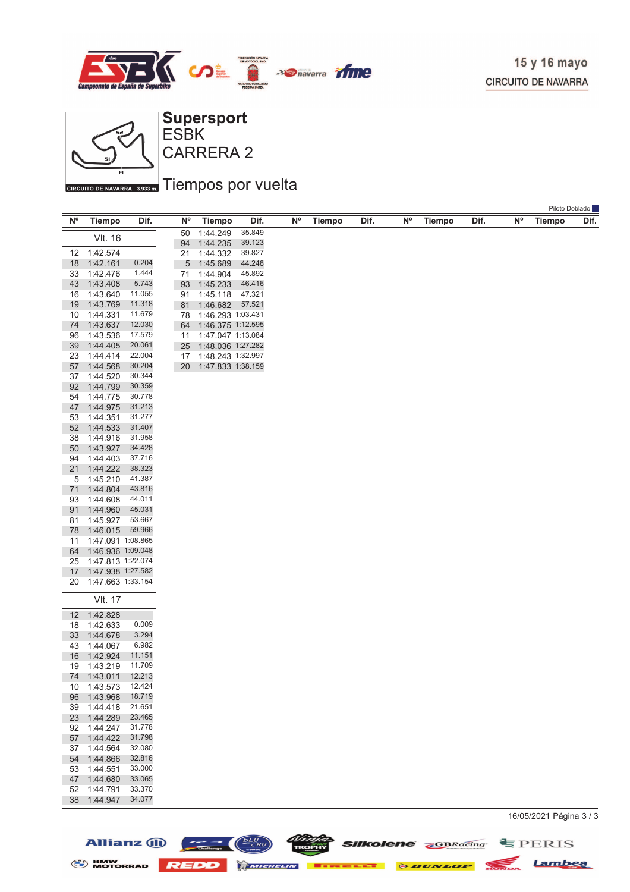15 y 16 mayo
CIRCUITO DE NAVARRA

# Supersport
## ESBK
## CARRERA 2

## Tiempos por vuelta

Piloto Doblado

**Vlt. 16**

| Nº | Tiempo | Dif. |
|---|---|---|
| 12 | 1:42.574 | |
| 18 | 1:42.161 | 0.204 |
| 33 | 1:42.476 | 1.444 |
| 43 | 1:43.408 | 5.743 |
| 16 | 1:43.640 | 11.055 |
| 19 | 1:43.769 | 11.318 |
| 10 | 1:44.331 | 11.679 |
| 74 | 1:43.637 | 12.030 |
| 96 | 1:43.536 | 17.579 |
| 39 | 1:44.405 | 20.061 |
| 23 | 1:44.414 | 22.004 |
| 57 | 1:44.568 | 30.204 |
| 37 | 1:44.520 | 30.344 |
| 92 | 1:44.799 | 30.359 |
| 54 | 1:44.775 | 30.778 |
| 47 | 1:44.975 | 31.213 |
| 53 | 1:44.351 | 31.277 |
| 52 | 1:44.533 | 31.407 |
| 38 | 1:44.916 | 31.958 |
| 50 | 1:43.927 | 34.428 |
| 94 | 1:44.403 | 37.716 |
| 21 | 1:44.222 | 38.323 |
| 5 | 1:45.210 | 41.387 |
| 71 | 1:44.804 | 43.816 |
| 93 | 1:44.608 | 44.011 |
| 91 | 1:44.960 | 45.031 |
| 81 | 1:45.927 | 53.667 |
| 78 | 1:46.015 | 59.966 |
| 11 | 1:47.091 | 1:08.865 |
| 64 | 1:46.936 | 1:09.048 |
| 25 | 1:47.813 | 1:22.074 |
| 17 | 1:47.938 | 1:27.582 |
| 20 | 1:47.663 | 1:33.154 |

**Vlt. 17**

| Nº | Tiempo | Dif. |
|---|---|---|
| 12 | 1:42.828 | |
| 18 | 1:42.633 | 0.009 |
| 33 | 1:44.678 | 3.294 |
| 43 | 1:44.067 | 6.982 |
| 16 | 1:42.924 | 11.151 |
| 19 | 1:43.219 | 11.709 |
| 74 | 1:43.011 | 12.213 |
| 10 | 1:43.573 | 12.424 |
| 96 | 1:43.968 | 18.719 |
| 39 | 1:44.418 | 21.651 |
| 23 | 1:44.289 | 23.465 |
| 92 | 1:44.247 | 31.778 |
| 57 | 1:44.422 | 31.798 |
| 37 | 1:44.564 | 32.080 |
| 54 | 1:44.866 | 32.816 |
| 53 | 1:44.551 | 33.000 |
| 47 | 1:44.680 | 33.065 |
| 52 | 1:44.791 | 33.370 |
| 38 | 1:44.947 | 34.077 |
| 50 | 1:44.249 | 35.849 |
| 94 | 1:44.235 | 39.123 |
| 21 | 1:44.332 | 39.827 |
| 5 | 1:45.689 | 44.248 |
| 71 | 1:44.904 | 45.892 |
| 93 | 1:45.233 | 46.416 |
| 91 | 1:45.118 | 47.321 |
| 81 | 1:46.682 | 57.521 |
| 78 | 1:46.293 | 1:03.431 |
| 64 | 1:46.375 | 1:12.595 |
| 11 | 1:47.047 | 1:13.084 |
| 25 | 1:48.036 | 1:27.282 |
| 17 | 1:48.243 | 1:32.997 |
| 20 | 1:47.833 | 1:38.159 |

16/05/2021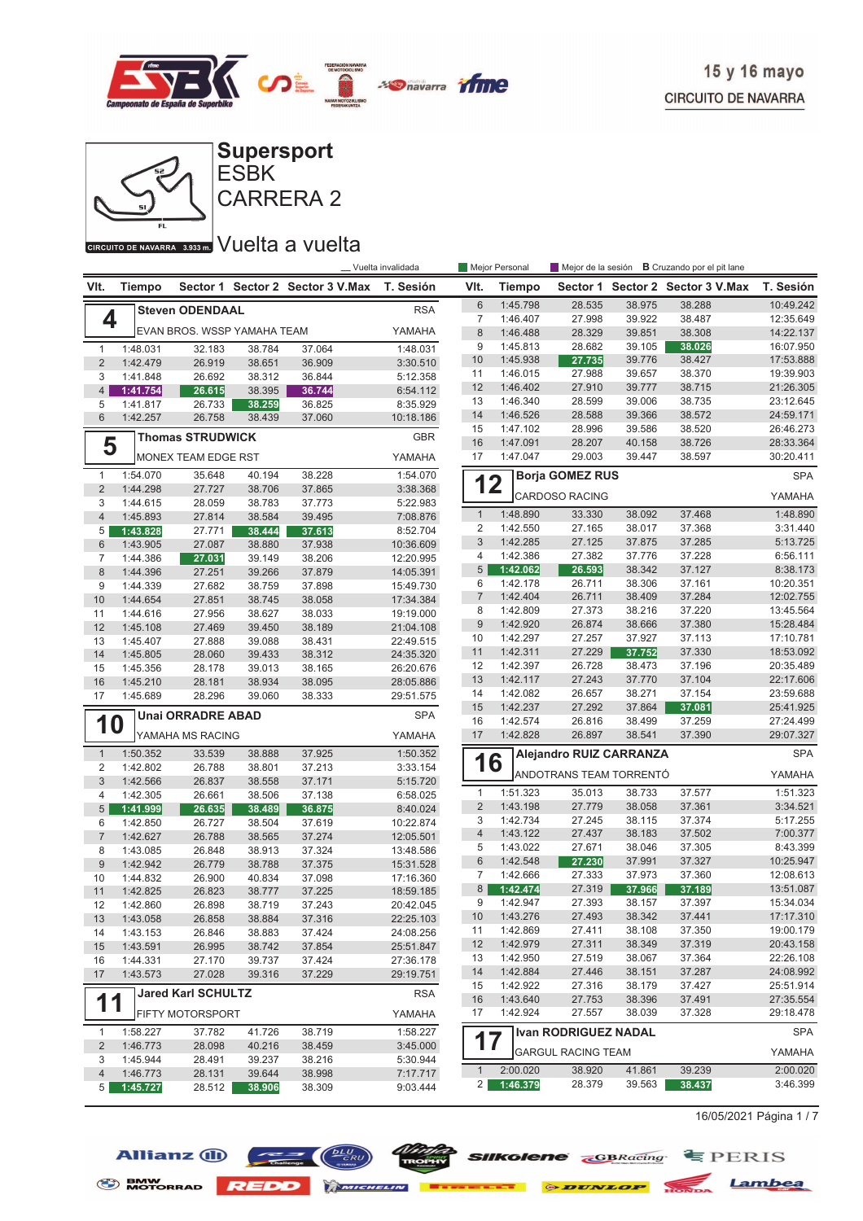15 y 16 mayo
CIRCUITO DE NAVARRA

# Supersport
## ESBK
## CARRERA 2

CIRCUITO DE NAVARRA 3.933 m.

## Vuelta a vuelta

_ Vuelta invalidada | Mejor Personal | Mejor de la sesión | B Cruzando por el pit lane

### 4 Steven ODENDAAL — RSA
EVAN BROS. WSSP YAMAHA TEAM — YAMAHA

| Vlt. | Tiempo | Sector 1 | Sector 2 | Sector 3 | V.Max | T. Sesión |
|---|---|---|---|---|---|---|
| 1 | 1:48.031 | 32.183 | 38.784 | 37.064 | | 1:48.031 |
| 2 | 1:42.479 | 26.919 | 38.651 | 36.909 | | 3:30.510 |
| 3 | 1:41.848 | 26.692 | 38.312 | 36.844 | | 5:12.358 |
| 4 | 1:41.754 | 26.615 | 38.395 | 36.744 | | 6:54.112 |
| 5 | 1:41.817 | 26.733 | 38.259 | 36.825 | | 8:35.929 |
| 6 | 1:42.257 | 26.758 | 38.439 | 37.060 | | 10:18.186 |

### 5 Thomas STRUDWICK — GBR
MONEX TEAM EDGE RST — YAMAHA

| Vlt. | Tiempo | Sector 1 | Sector 2 | Sector 3 | V.Max | T. Sesión |
|---|---|---|---|---|---|---|
| 1 | 1:54.070 | 35.648 | 40.194 | 38.228 | | 1:54.070 |
| 2 | 1:44.298 | 27.727 | 38.706 | 37.865 | | 3:38.368 |
| 3 | 1:44.615 | 28.059 | 38.783 | 37.773 | | 5:22.983 |
| 4 | 1:45.893 | 27.814 | 38.584 | 39.495 | | 7:08.876 |
| 5 | 1:43.828 | 27.771 | 38.444 | 37.613 | | 8:52.704 |
| 6 | 1:43.905 | 27.087 | 38.880 | 37.938 | | 10:36.609 |
| 7 | 1:44.386 | 27.031 | 39.149 | 38.206 | | 12:20.995 |
| 8 | 1:44.396 | 27.251 | 39.266 | 37.879 | | 14:05.391 |
| 9 | 1:44.339 | 27.682 | 38.759 | 37.898 | | 15:49.730 |
| 10 | 1:44.654 | 27.851 | 38.745 | 38.058 | | 17:34.384 |
| 11 | 1:44.616 | 27.956 | 38.627 | 38.033 | | 19:19.000 |
| 12 | 1:45.108 | 27.469 | 39.450 | 38.189 | | 21:04.108 |
| 13 | 1:45.407 | 27.888 | 39.088 | 38.431 | | 22:49.515 |
| 14 | 1:45.805 | 28.060 | 39.433 | 38.312 | | 24:35.320 |
| 15 | 1:45.356 | 28.178 | 39.013 | 38.165 | | 26:20.676 |
| 16 | 1:45.210 | 28.181 | 38.934 | 38.095 | | 28:05.886 |
| 17 | 1:45.689 | 28.296 | 39.060 | 38.333 | | 29:51.575 |

### 10 Unai ORRADRE ABAD — SPA
YAMAHA MS RACING — YAMAHA

| Vlt. | Tiempo | Sector 1 | Sector 2 | Sector 3 | V.Max | T. Sesión |
|---|---|---|---|---|---|---|
| 1 | 1:50.352 | 33.539 | 38.888 | 37.925 | | 1:50.352 |
| 2 | 1:42.802 | 26.788 | 38.801 | 37.213 | | 3:33.154 |
| 3 | 1:42.566 | 26.837 | 38.558 | 37.171 | | 5:15.720 |
| 4 | 1:42.305 | 26.661 | 38.506 | 37.138 | | 6:58.025 |
| 5 | 1:41.999 | 26.635 | 38.489 | 36.875 | | 8:40.024 |
| 6 | 1:42.850 | 26.727 | 38.504 | 37.619 | | 10:22.874 |
| 7 | 1:42.627 | 26.788 | 38.565 | 37.274 | | 12:05.501 |
| 8 | 1:43.085 | 26.848 | 38.913 | 37.324 | | 13:48.586 |
| 9 | 1:42.942 | 26.779 | 38.788 | 37.375 | | 15:31.528 |
| 10 | 1:44.832 | 26.900 | 40.834 | 37.098 | | 17:16.360 |
| 11 | 1:42.825 | 26.823 | 38.777 | 37.225 | | 18:59.185 |
| 12 | 1:42.860 | 26.898 | 38.719 | 37.243 | | 20:42.045 |
| 13 | 1:43.058 | 26.858 | 38.884 | 37.316 | | 22:25.103 |
| 14 | 1:43.153 | 26.846 | 38.883 | 37.424 | | 24:08.256 |
| 15 | 1:43.591 | 26.995 | 38.742 | 37.854 | | 25:51.847 |
| 16 | 1:44.331 | 27.170 | 39.737 | 37.424 | | 27:36.178 |
| 17 | 1:43.573 | 27.028 | 39.316 | 37.229 | | 29:19.751 |

### 11 Jared Karl SCHULTZ — RSA
FIFTY MOTORSPORT — YAMAHA

| Vlt. | Tiempo | Sector 1 | Sector 2 | Sector 3 | V.Max | T. Sesión |
|---|---|---|---|---|---|---|
| 1 | 1:58.227 | 37.782 | 41.726 | 38.719 | | 1:58.227 |
| 2 | 1:46.773 | 28.098 | 40.216 | 38.459 | | 3:45.000 |
| 3 | 1:45.944 | 28.491 | 39.237 | 38.216 | | 5:30.944 |
| 4 | 1:46.773 | 28.131 | 39.644 | 38.998 | | 7:17.717 |
| 5 | 1:45.727 | 28.512 | 38.906 | 38.309 | | 9:03.444 |
| 6 | 1:45.798 | 28.535 | 38.975 | 38.288 | | 10:49.242 |
| 7 | 1:46.407 | 27.998 | 39.922 | 38.487 | | 12:35.649 |
| 8 | 1:46.488 | 28.329 | 39.851 | 38.308 | | 14:22.137 |
| 9 | 1:45.813 | 28.682 | 39.105 | 38.026 | | 16:07.950 |
| 10 | 1:45.938 | 27.735 | 39.776 | 38.427 | | 17:53.888 |
| 11 | 1:46.015 | 27.988 | 39.657 | 38.370 | | 19:39.903 |
| 12 | 1:46.402 | 27.910 | 39.777 | 38.715 | | 21:26.305 |
| 13 | 1:46.340 | 28.599 | 39.006 | 38.735 | | 23:12.645 |
| 14 | 1:46.526 | 28.588 | 39.366 | 38.572 | | 24:59.171 |
| 15 | 1:47.102 | 28.996 | 39.586 | 38.520 | | 26:46.273 |
| 16 | 1:47.091 | 28.207 | 40.158 | 38.726 | | 28:33.364 |
| 17 | 1:47.047 | 29.003 | 39.447 | 38.597 | | 30:20.411 |

### 12 Borja GOMEZ RUS — SPA
CARDOSO RACING — YAMAHA

| Vlt. | Tiempo | Sector 1 | Sector 2 | Sector 3 | V.Max | T. Sesión |
|---|---|---|---|---|---|---|
| 1 | 1:48.890 | 33.330 | 38.092 | 37.468 | | 1:48.890 |
| 2 | 1:42.550 | 27.165 | 38.017 | 37.368 | | 3:31.440 |
| 3 | 1:42.285 | 27.125 | 37.875 | 37.285 | | 5:13.725 |
| 4 | 1:42.386 | 27.382 | 37.776 | 37.228 | | 6:56.111 |
| 5 | 1:42.062 | 26.593 | 38.342 | 37.127 | | 8:38.173 |
| 6 | 1:42.178 | 26.711 | 38.306 | 37.161 | | 10:20.351 |
| 7 | 1:42.404 | 26.711 | 38.409 | 37.284 | | 12:02.755 |
| 8 | 1:42.809 | 27.373 | 38.216 | 37.220 | | 13:45.564 |
| 9 | 1:42.920 | 26.874 | 38.666 | 37.380 | | 15:28.484 |
| 10 | 1:42.297 | 27.257 | 37.927 | 37.113 | | 17:10.781 |
| 11 | 1:42.311 | 27.229 | 37.752 | 37.330 | | 18:53.092 |
| 12 | 1:42.397 | 26.728 | 38.473 | 37.196 | | 20:35.489 |
| 13 | 1:42.117 | 27.243 | 37.770 | 37.104 | | 22:17.606 |
| 14 | 1:42.082 | 26.657 | 38.271 | 37.154 | | 23:59.688 |
| 15 | 1:42.237 | 27.292 | 37.864 | 37.081 | | 25:41.925 |
| 16 | 1:42.574 | 26.816 | 38.499 | 37.259 | | 27:24.499 |
| 17 | 1:42.828 | 26.897 | 38.541 | 37.390 | | 29:07.327 |

### 16 Alejandro RUIZ CARRANZA — SPA
ANDOTRANS TEAM TORRENTÓ — YAMAHA

| Vlt. | Tiempo | Sector 1 | Sector 2 | Sector 3 | V.Max | T. Sesión |
|---|---|---|---|---|---|---|
| 1 | 1:51.323 | 35.013 | 38.733 | 37.577 | | 1:51.323 |
| 2 | 1:43.198 | 27.779 | 38.058 | 37.361 | | 3:34.521 |
| 3 | 1:42.734 | 27.245 | 38.115 | 37.374 | | 5:17.255 |
| 4 | 1:43.122 | 27.437 | 38.183 | 37.502 | | 7:00.377 |
| 5 | 1:43.022 | 27.671 | 38.046 | 37.305 | | 8:43.399 |
| 6 | 1:42.548 | 27.230 | 37.991 | 37.327 | | 10:25.947 |
| 7 | 1:42.666 | 27.333 | 37.973 | 37.360 | | 12:08.613 |
| 8 | 1:42.474 | 27.319 | 37.966 | 37.189 | | 13:51.087 |
| 9 | 1:42.947 | 27.393 | 38.157 | 37.397 | | 15:34.034 |
| 10 | 1:43.276 | 27.493 | 38.342 | 37.441 | | 17:17.310 |
| 11 | 1:42.869 | 27.411 | 38.108 | 37.350 | | 19:00.179 |
| 12 | 1:42.979 | 27.311 | 38.349 | 37.319 | | 20:43.158 |
| 13 | 1:42.950 | 27.519 | 38.067 | 37.364 | | 22:26.108 |
| 14 | 1:42.884 | 27.446 | 38.151 | 37.287 | | 24:08.992 |
| 15 | 1:42.922 | 27.316 | 38.179 | 37.427 | | 25:51.914 |
| 16 | 1:43.640 | 27.753 | 38.396 | 37.491 | | 27:35.554 |
| 17 | 1:42.924 | 27.557 | 38.039 | 37.328 | | 29:18.478 |

### 17 Ivan RODRIGUEZ NADAL — SPA
GARGUL RACING TEAM — YAMAHA

| Vlt. | Tiempo | Sector 1 | Sector 2 | Sector 3 | V.Max | T. Sesión |
|---|---|---|---|---|---|---|
| 1 | 2:00.020 | 38.920 | 41.861 | 39.239 | | 2:00.020 |
| 2 | 1:46.379 | 28.379 | 39.563 | 38.437 | | 3:46.399 |

16/05/2021 Página 1 / 7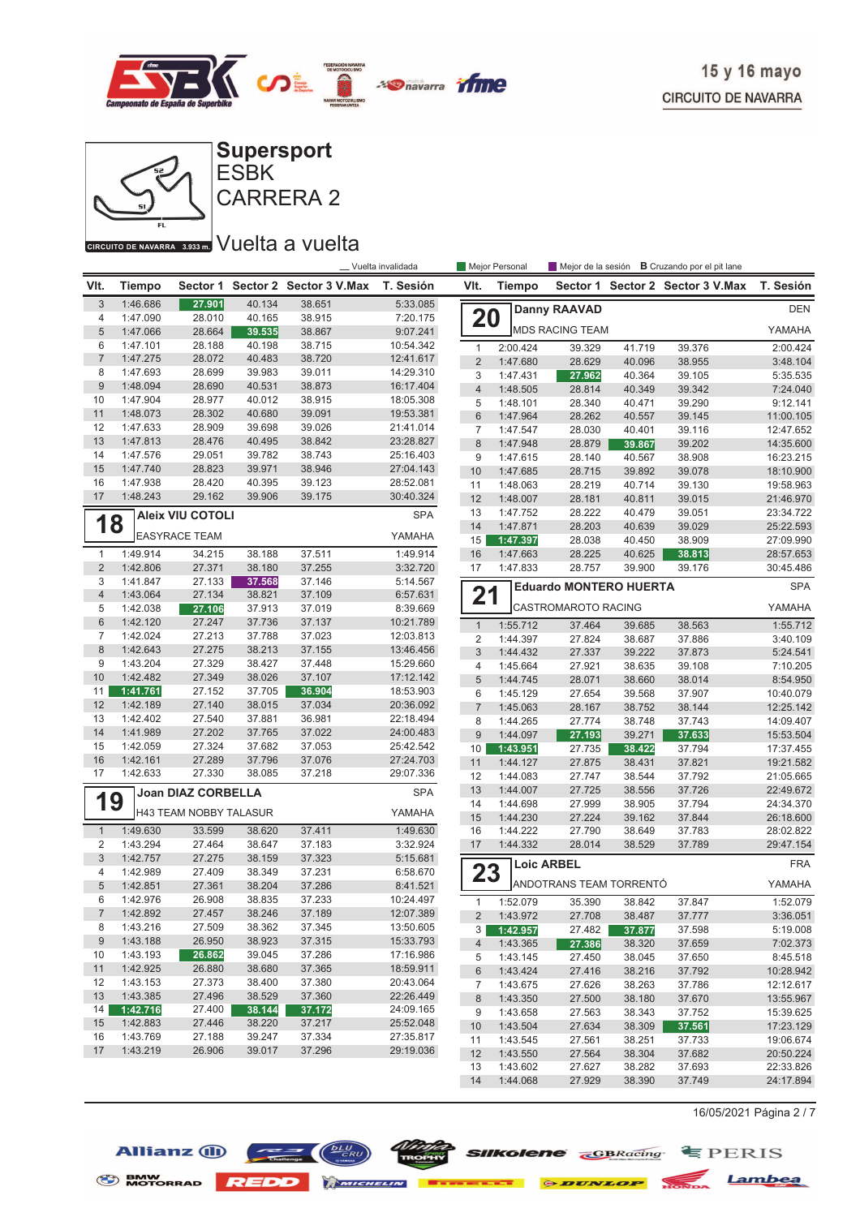# Supersport
## ESBK
## CARRERA 2

## Vuelta a vuelta

CIRCUITO DE NAVARRA 3.933 m.

15 y 16 mayo
CIRCUITO DE NAVARRA

_ Vuelta invalidada | Mejor Personal | Mejor de la sesión | B Cruzando por el pit lane

| Vlt. | Tiempo | Sector 1 | Sector 2 | Sector 3 | V.Max | T. Sesión |
|---|---|---|---|---|---|---|
| 3 | 1:46.686 | 27.901 | 40.134 | 38.651 | | 5:33.085 |
| 4 | 1:47.090 | 28.010 | 40.165 | 38.915 | | 7:20.175 |
| 5 | 1:47.066 | 28.664 | 39.535 | 38.867 | | 9:07.241 |
| 6 | 1:47.101 | 28.188 | 40.198 | 38.715 | | 10:54.342 |
| 7 | 1:47.275 | 28.072 | 40.483 | 38.720 | | 12:41.617 |
| 8 | 1:47.693 | 28.699 | 39.983 | 39.011 | | 14:29.310 |
| 9 | 1:48.094 | 28.690 | 40.531 | 38.873 | | 16:17.404 |
| 10 | 1:47.904 | 28.977 | 40.012 | 38.915 | | 18:05.308 |
| 11 | 1:48.073 | 28.302 | 40.680 | 39.091 | | 19:53.381 |
| 12 | 1:47.633 | 28.909 | 39.698 | 39.026 | | 21:41.014 |
| 13 | 1:47.813 | 28.476 | 40.495 | 38.842 | | 23:28.827 |
| 14 | 1:47.576 | 29.051 | 39.782 | 38.743 | | 25:16.403 |
| 15 | 1:47.740 | 28.823 | 39.971 | 38.946 | | 27:04.143 |
| 16 | 1:47.938 | 28.420 | 40.395 | 39.123 | | 28:52.081 |
| 17 | 1:48.243 | 29.162 | 39.906 | 39.175 | | 30:40.324 |

**18 Aleix VIU COTOLI** — SPA
EASYRACE TEAM — YAMAHA

| Vlt. | Tiempo | Sector 1 | Sector 2 | Sector 3 | V.Max | T. Sesión |
|---|---|---|---|---|---|---|
| 1 | 1:49.914 | 34.215 | 38.188 | 37.511 | | 1:49.914 |
| 2 | 1:42.806 | 27.371 | 38.180 | 37.255 | | 3:32.720 |
| 3 | 1:41.847 | 27.133 | 37.568 | 37.146 | | 5:14.567 |
| 4 | 1:43.064 | 27.134 | 38.821 | 37.109 | | 6:57.631 |
| 5 | 1:42.038 | 27.106 | 37.913 | 37.019 | | 8:39.669 |
| 6 | 1:42.120 | 27.247 | 37.736 | 37.137 | | 10:21.789 |
| 7 | 1:42.024 | 27.213 | 37.788 | 37.023 | | 12:03.813 |
| 8 | 1:42.643 | 27.275 | 38.213 | 37.155 | | 13:46.456 |
| 9 | 1:43.204 | 27.329 | 38.427 | 37.448 | | 15:29.660 |
| 10 | 1:42.482 | 27.349 | 38.026 | 37.107 | | 17:12.142 |
| 11 | 1:41.761 | 27.152 | 37.705 | 36.904 | | 18:53.903 |
| 12 | 1:42.189 | 27.140 | 38.015 | 37.034 | | 20:36.092 |
| 13 | 1:42.402 | 27.540 | 37.881 | 36.981 | | 22:18.494 |
| 14 | 1:41.989 | 27.202 | 37.765 | 37.022 | | 24:00.483 |
| 15 | 1:42.059 | 27.324 | 37.682 | 37.053 | | 25:42.542 |
| 16 | 1:42.161 | 27.289 | 37.796 | 37.076 | | 27:24.703 |
| 17 | 1:42.633 | 27.330 | 38.085 | 37.218 | | 29:07.336 |

**19 Joan DIAZ CORBELLA** — SPA
H43 TEAM NOBBY TALASUR — YAMAHA

| Vlt. | Tiempo | Sector 1 | Sector 2 | Sector 3 | V.Max | T. Sesión |
|---|---|---|---|---|---|---|
| 1 | 1:49.630 | 33.599 | 38.620 | 37.411 | | 1:49.630 |
| 2 | 1:43.294 | 27.464 | 38.647 | 37.183 | | 3:32.924 |
| 3 | 1:42.757 | 27.275 | 38.159 | 37.323 | | 5:15.681 |
| 4 | 1:42.989 | 27.409 | 38.349 | 37.231 | | 6:58.670 |
| 5 | 1:42.851 | 27.361 | 38.204 | 37.286 | | 8:41.521 |
| 6 | 1:42.976 | 26.908 | 38.835 | 37.233 | | 10:24.497 |
| 7 | 1:42.892 | 27.457 | 38.246 | 37.189 | | 12:07.389 |
| 8 | 1:43.216 | 27.509 | 38.362 | 37.345 | | 13:50.605 |
| 9 | 1:43.188 | 26.950 | 38.923 | 37.315 | | 15:33.793 |
| 10 | 1:43.193 | 26.862 | 39.045 | 37.286 | | 17:16.986 |
| 11 | 1:42.925 | 26.880 | 38.680 | 37.365 | | 18:59.911 |
| 12 | 1:43.153 | 27.373 | 38.400 | 37.380 | | 20:43.064 |
| 13 | 1:43.385 | 27.496 | 38.529 | 37.360 | | 22:26.449 |
| 14 | 1:42.716 | 27.400 | 38.144 | 37.172 | | 24:09.165 |
| 15 | 1:42.883 | 27.446 | 38.220 | 37.217 | | 25:52.048 |
| 16 | 1:43.769 | 27.188 | 39.247 | 37.334 | | 27:35.817 |
| 17 | 1:43.219 | 26.906 | 39.017 | 37.296 | | 29:19.036 |

**20 Danny RAAVAD** — DEN
MDS RACING TEAM — YAMAHA

| Vlt. | Tiempo | Sector 1 | Sector 2 | Sector 3 | V.Max | T. Sesión |
|---|---|---|---|---|---|---|
| 1 | 2:00.424 | 39.329 | 41.719 | 39.376 | | 2:00.424 |
| 2 | 1:47.680 | 28.629 | 40.096 | 38.955 | | 3:48.104 |
| 3 | 1:47.431 | 27.962 | 40.364 | 39.105 | | 5:35.535 |
| 4 | 1:48.505 | 28.814 | 40.349 | 39.342 | | 7:24.040 |
| 5 | 1:48.101 | 28.340 | 40.471 | 39.290 | | 9:12.141 |
| 6 | 1:47.964 | 28.262 | 40.557 | 39.145 | | 11:00.105 |
| 7 | 1:47.547 | 28.030 | 40.401 | 39.116 | | 12:47.652 |
| 8 | 1:47.948 | 28.879 | 39.867 | 39.202 | | 14:35.600 |
| 9 | 1:47.615 | 28.140 | 40.567 | 38.908 | | 16:23.215 |
| 10 | 1:47.685 | 28.715 | 39.892 | 39.078 | | 18:10.900 |
| 11 | 1:48.063 | 28.219 | 40.714 | 39.130 | | 19:58.963 |
| 12 | 1:48.007 | 28.181 | 40.811 | 39.015 | | 21:46.970 |
| 13 | 1:47.752 | 28.222 | 40.479 | 39.051 | | 23:34.722 |
| 14 | 1:47.871 | 28.203 | 40.639 | 39.029 | | 25:22.593 |
| 15 | 1:47.397 | 28.038 | 40.450 | 38.909 | | 27:09.990 |
| 16 | 1:47.663 | 28.225 | 40.625 | 38.813 | | 28:57.653 |
| 17 | 1:47.833 | 28.757 | 39.900 | 39.176 | | 30:45.486 |

**21 Eduardo MONTERO HUERTA** — SPA
CASTROMAROTO RACING — YAMAHA

| Vlt. | Tiempo | Sector 1 | Sector 2 | Sector 3 | V.Max | T. Sesión |
|---|---|---|---|---|---|---|
| 1 | 1:55.712 | 37.464 | 39.685 | 38.563 | | 1:55.712 |
| 2 | 1:44.397 | 27.824 | 38.687 | 37.886 | | 3:40.109 |
| 3 | 1:44.432 | 27.337 | 39.222 | 37.873 | | 5:24.541 |
| 4 | 1:45.664 | 27.921 | 38.635 | 39.108 | | 7:10.205 |
| 5 | 1:44.745 | 28.071 | 38.660 | 38.014 | | 8:54.950 |
| 6 | 1:45.129 | 27.654 | 39.568 | 37.907 | | 10:40.079 |
| 7 | 1:45.063 | 28.167 | 38.752 | 38.144 | | 12:25.142 |
| 8 | 1:44.265 | 27.774 | 38.748 | 37.743 | | 14:09.407 |
| 9 | 1:44.097 | 27.193 | 39.271 | 37.633 | | 15:53.504 |
| 10 | 1:43.951 | 27.735 | 38.422 | 37.794 | | 17:37.455 |
| 11 | 1:44.127 | 27.875 | 38.431 | 37.821 | | 19:21.582 |
| 12 | 1:44.083 | 27.747 | 38.544 | 37.792 | | 21:05.665 |
| 13 | 1:44.007 | 27.725 | 38.556 | 37.726 | | 22:49.672 |
| 14 | 1:44.698 | 27.999 | 38.905 | 37.794 | | 24:34.370 |
| 15 | 1:44.230 | 27.224 | 39.162 | 37.844 | | 26:18.600 |
| 16 | 1:44.222 | 27.790 | 38.649 | 37.783 | | 28:02.822 |
| 17 | 1:44.332 | 28.014 | 38.529 | 37.789 | | 29:47.154 |

**23 Loic ARBEL** — FRA
ANDOTRANS TEAM TORRENTÓ — YAMAHA

| Vlt. | Tiempo | Sector 1 | Sector 2 | Sector 3 | V.Max | T. Sesión |
|---|---|---|---|---|---|---|
| 1 | 1:52.079 | 35.390 | 38.842 | 37.847 | | 1:52.079 |
| 2 | 1:43.972 | 27.708 | 38.487 | 37.777 | | 3:36.051 |
| 3 | 1:42.957 | 27.482 | 37.877 | 37.598 | | 5:19.008 |
| 4 | 1:43.365 | 27.386 | 38.320 | 37.659 | | 7:02.373 |
| 5 | 1:43.145 | 27.450 | 38.045 | 37.650 | | 8:45.518 |
| 6 | 1:43.424 | 27.416 | 38.216 | 37.792 | | 10:28.942 |
| 7 | 1:43.675 | 27.626 | 38.263 | 37.786 | | 12:12.617 |
| 8 | 1:43.350 | 27.500 | 38.180 | 37.670 | | 13:55.967 |
| 9 | 1:43.658 | 27.563 | 38.343 | 37.752 | | 15:39.625 |
| 10 | 1:43.504 | 27.634 | 38.309 | 37.561 | | 17:23.129 |
| 11 | 1:43.545 | 27.561 | 38.251 | 37.733 | | 19:06.674 |
| 12 | 1:43.550 | 27.564 | 38.304 | 37.682 | | 20:50.224 |
| 13 | 1:43.602 | 27.627 | 38.282 | 37.693 | | 22:33.826 |
| 14 | 1:44.068 | 27.929 | 38.390 | 37.749 | | 24:17.894 |

16/05/2021 Página 2 / 7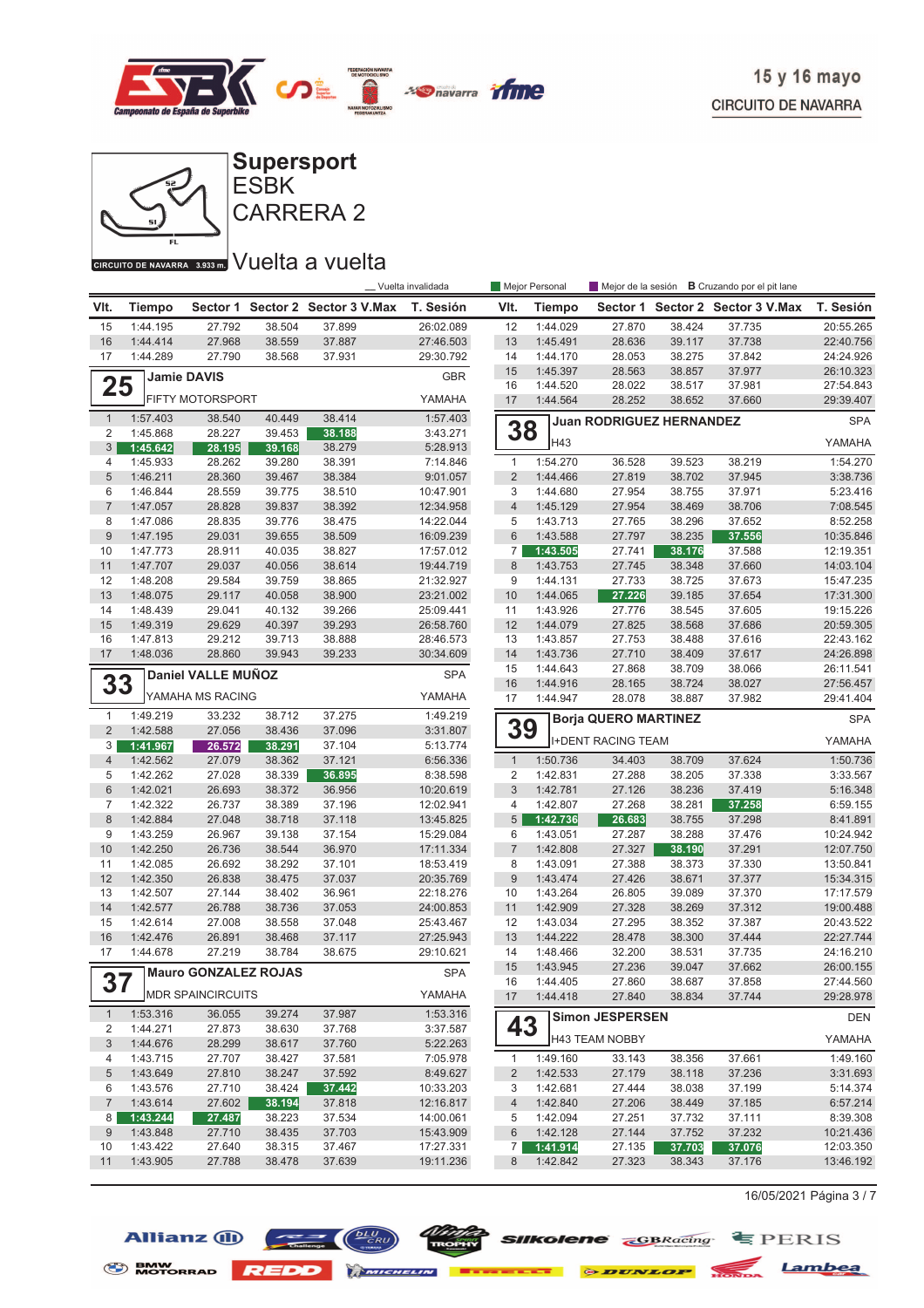# Supersport
## ESBK
## CARRERA 2

15 y 16 mayo
CIRCUITO DE NAVARRA

CIRCUITO DE NAVARRA 3.933 m.

## Vuelta a vuelta

_ Vuelta invalidada | Mejor Personal | Mejor de la sesión | B Cruzando por el pit lane

| Vlt. | Tiempo | Sector 1 | Sector 2 | Sector 3 V.Max | T. Sesión |
|---|---|---|---|---|---|
| 15 | 1:44.195 | 27.792 | 38.504 | 37.899 | 26:02.089 |
| 16 | 1:44.414 | 27.968 | 38.559 | 37.887 | 27:46.503 |
| 17 | 1:44.289 | 27.790 | 38.568 | 37.931 | 29:30.792 |

### 25 Jamie DAVIS — GBR
FIFTY MOTORSPORT — YAMAHA

| Vlt. | Tiempo | Sector 1 | Sector 2 | Sector 3 V.Max | T. Sesión |
|---|---|---|---|---|---|
| 1 | 1:57.403 | 38.540 | 40.449 | 38.414 | 1:57.403 |
| 2 | 1:45.868 | 28.227 | 39.453 | 38.188 | 3:43.271 |
| 3 | 1:45.642 | 28.195 | 39.168 | 38.279 | 5:28.913 |
| 4 | 1:45.933 | 28.262 | 39.280 | 38.391 | 7:14.846 |
| 5 | 1:46.211 | 28.360 | 39.467 | 38.384 | 9:01.057 |
| 6 | 1:46.844 | 28.559 | 39.775 | 38.510 | 10:47.901 |
| 7 | 1:47.057 | 28.828 | 39.837 | 38.392 | 12:34.958 |
| 8 | 1:47.086 | 28.835 | 39.776 | 38.475 | 14:22.044 |
| 9 | 1:47.195 | 29.031 | 39.655 | 38.509 | 16:09.239 |
| 10 | 1:47.773 | 28.911 | 40.035 | 38.827 | 17:57.012 |
| 11 | 1:47.707 | 29.037 | 40.056 | 38.614 | 19:44.719 |
| 12 | 1:48.208 | 29.584 | 39.759 | 38.865 | 21:32.927 |
| 13 | 1:48.075 | 29.117 | 40.058 | 38.900 | 23:21.002 |
| 14 | 1:48.439 | 29.041 | 40.132 | 39.266 | 25:09.441 |
| 15 | 1:49.319 | 29.629 | 40.397 | 39.293 | 26:58.760 |
| 16 | 1:47.813 | 29.212 | 39.713 | 38.888 | 28:46.573 |
| 17 | 1:48.036 | 28.860 | 39.943 | 39.233 | 30:34.609 |

### 33 Daniel VALLE MUÑOZ — SPA
YAMAHA MS RACING — YAMAHA

| Vlt. | Tiempo | Sector 1 | Sector 2 | Sector 3 V.Max | T. Sesión |
|---|---|---|---|---|---|
| 1 | 1:49.219 | 33.232 | 38.712 | 37.275 | 1:49.219 |
| 2 | 1:42.588 | 27.056 | 38.436 | 37.096 | 3:31.807 |
| 3 | 1:41.967 | 26.572 | 38.291 | 37.104 | 5:13.774 |
| 4 | 1:42.562 | 27.079 | 38.362 | 37.121 | 6:56.336 |
| 5 | 1:42.262 | 27.028 | 38.339 | 36.895 | 8:38.598 |
| 6 | 1:42.021 | 26.693 | 38.372 | 36.956 | 10:20.619 |
| 7 | 1:42.322 | 26.737 | 38.389 | 37.196 | 12:02.941 |
| 8 | 1:42.884 | 27.048 | 38.718 | 37.118 | 13:45.825 |
| 9 | 1:43.259 | 26.967 | 39.138 | 37.154 | 15:29.084 |
| 10 | 1:42.250 | 26.736 | 38.544 | 36.970 | 17:11.334 |
| 11 | 1:42.085 | 26.692 | 38.292 | 37.101 | 18:53.419 |
| 12 | 1:42.350 | 26.838 | 38.475 | 37.037 | 20:35.769 |
| 13 | 1:42.507 | 27.144 | 38.402 | 36.961 | 22:18.276 |
| 14 | 1:42.577 | 26.788 | 38.736 | 37.053 | 24:00.853 |
| 15 | 1:42.614 | 27.008 | 38.558 | 37.048 | 25:43.467 |
| 16 | 1:42.476 | 26.891 | 38.468 | 37.117 | 27:25.943 |
| 17 | 1:44.678 | 27.219 | 38.784 | 38.675 | 29:10.621 |

### 37 Mauro GONZALEZ ROJAS — SPA
MDR SPAINCIRCUITS — YAMAHA

| Vlt. | Tiempo | Sector 1 | Sector 2 | Sector 3 V.Max | T. Sesión |
|---|---|---|---|---|---|
| 1 | 1:53.316 | 36.055 | 39.274 | 37.987 | 1:53.316 |
| 2 | 1:44.271 | 27.873 | 38.630 | 37.768 | 3:37.587 |
| 3 | 1:44.676 | 28.299 | 38.617 | 37.760 | 5:22.263 |
| 4 | 1:43.715 | 27.707 | 38.427 | 37.581 | 7:05.978 |
| 5 | 1:43.649 | 27.810 | 38.247 | 37.592 | 8:49.627 |
| 6 | 1:43.576 | 27.710 | 38.424 | 37.442 | 10:33.203 |
| 7 | 1:43.614 | 27.602 | 38.194 | 37.818 | 12:16.817 |
| 8 | 1:43.244 | 27.487 | 38.223 | 37.534 | 14:00.061 |
| 9 | 1:43.848 | 27.710 | 38.435 | 37.703 | 15:43.909 |
| 10 | 1:43.422 | 27.640 | 38.315 | 37.467 | 17:27.331 |
| 11 | 1:43.905 | 27.788 | 38.478 | 37.639 | 19:11.236 |

| Vlt. | Tiempo | Sector 1 | Sector 2 | Sector 3 V.Max | T. Sesión |
|---|---|---|---|---|---|
| 12 | 1:44.029 | 27.870 | 38.424 | 37.735 | 20:55.265 |
| 13 | 1:45.491 | 28.636 | 39.117 | 37.738 | 22:40.756 |
| 14 | 1:44.170 | 28.053 | 38.275 | 37.842 | 24:24.926 |
| 15 | 1:45.397 | 28.563 | 38.857 | 37.977 | 26:10.323 |
| 16 | 1:44.520 | 28.022 | 38.517 | 37.981 | 27:54.843 |
| 17 | 1:44.564 | 28.252 | 38.652 | 37.660 | 29:39.407 |

### 38 Juan RODRIGUEZ HERNANDEZ — SPA
H43 — YAMAHA

| Vlt. | Tiempo | Sector 1 | Sector 2 | Sector 3 V.Max | T. Sesión |
|---|---|---|---|---|---|
| 1 | 1:54.270 | 36.528 | 39.523 | 38.219 | 1:54.270 |
| 2 | 1:44.466 | 27.819 | 38.702 | 37.945 | 3:38.736 |
| 3 | 1:44.680 | 27.954 | 38.755 | 37.971 | 5:23.416 |
| 4 | 1:45.129 | 27.954 | 38.469 | 38.706 | 7:08.545 |
| 5 | 1:43.713 | 27.765 | 38.296 | 37.652 | 8:52.258 |
| 6 | 1:43.588 | 27.797 | 38.235 | 37.556 | 10:35.846 |
| 7 | 1:43.505 | 27.741 | 38.176 | 37.588 | 12:19.351 |
| 8 | 1:43.753 | 27.745 | 38.348 | 37.660 | 14:03.104 |
| 9 | 1:44.131 | 27.733 | 38.725 | 37.673 | 15:47.235 |
| 10 | 1:44.065 | 27.226 | 39.185 | 37.654 | 17:31.300 |
| 11 | 1:43.926 | 27.776 | 38.545 | 37.605 | 19:15.226 |
| 12 | 1:44.079 | 27.825 | 38.568 | 37.686 | 20:59.305 |
| 13 | 1:43.857 | 27.753 | 38.488 | 37.616 | 22:43.162 |
| 14 | 1:43.736 | 27.710 | 38.409 | 37.617 | 24:26.898 |
| 15 | 1:44.643 | 27.868 | 38.709 | 38.066 | 26:11.541 |
| 16 | 1:44.916 | 28.165 | 38.724 | 38.027 | 27:56.457 |
| 17 | 1:44.947 | 28.078 | 38.887 | 37.982 | 29:41.404 |

### 39 Borja QUERO MARTINEZ — SPA
I+DENT RACING TEAM — YAMAHA

| Vlt. | Tiempo | Sector 1 | Sector 2 | Sector 3 V.Max | T. Sesión |
|---|---|---|---|---|---|
| 1 | 1:50.736 | 34.403 | 38.709 | 37.624 | 1:50.736 |
| 2 | 1:42.831 | 27.288 | 38.205 | 37.338 | 3:33.567 |
| 3 | 1:42.781 | 27.126 | 38.236 | 37.419 | 5:16.348 |
| 4 | 1:42.807 | 27.268 | 38.281 | 37.258 | 6:59.155 |
| 5 | 1:42.736 | 26.683 | 38.755 | 37.298 | 8:41.891 |
| 6 | 1:43.051 | 27.287 | 38.288 | 37.476 | 10:24.942 |
| 7 | 1:42.808 | 27.327 | 38.190 | 37.291 | 12:07.750 |
| 8 | 1:43.091 | 27.388 | 38.373 | 37.330 | 13:50.841 |
| 9 | 1:43.474 | 27.426 | 38.671 | 37.377 | 15:34.315 |
| 10 | 1:43.264 | 26.805 | 39.089 | 37.370 | 17:17.579 |
| 11 | 1:42.909 | 27.328 | 38.269 | 37.312 | 19:00.488 |
| 12 | 1:43.034 | 27.295 | 38.352 | 37.387 | 20:43.522 |
| 13 | 1:44.222 | 28.478 | 38.300 | 37.444 | 22:27.744 |
| 14 | 1:48.466 | 32.200 | 38.531 | 37.735 | 24:16.210 |
| 15 | 1:43.945 | 27.236 | 39.047 | 37.662 | 26:00.155 |
| 16 | 1:44.405 | 27.860 | 38.687 | 37.858 | 27:44.560 |
| 17 | 1:44.418 | 27.840 | 38.834 | 37.744 | 29:28.978 |

### 43 Simon JESPERSEN — DEN
H43 TEAM NOBBY — YAMAHA

| Vlt. | Tiempo | Sector 1 | Sector 2 | Sector 3 V.Max | T. Sesión |
|---|---|---|---|---|---|
| 1 | 1:49.160 | 33.143 | 38.356 | 37.661 | 1:49.160 |
| 2 | 1:42.533 | 27.179 | 38.118 | 37.236 | 3:31.693 |
| 3 | 1:42.681 | 27.444 | 38.038 | 37.199 | 5:14.374 |
| 4 | 1:42.840 | 27.206 | 38.449 | 37.185 | 6:57.214 |
| 5 | 1:42.094 | 27.251 | 37.732 | 37.111 | 8:39.308 |
| 6 | 1:42.128 | 27.144 | 37.752 | 37.232 | 10:21.436 |
| 7 | 1:41.914 | 27.135 | 37.703 | 37.076 | 12:03.350 |
| 8 | 1:42.842 | 27.323 | 38.343 | 37.176 | 13:46.192 |

16/05/2021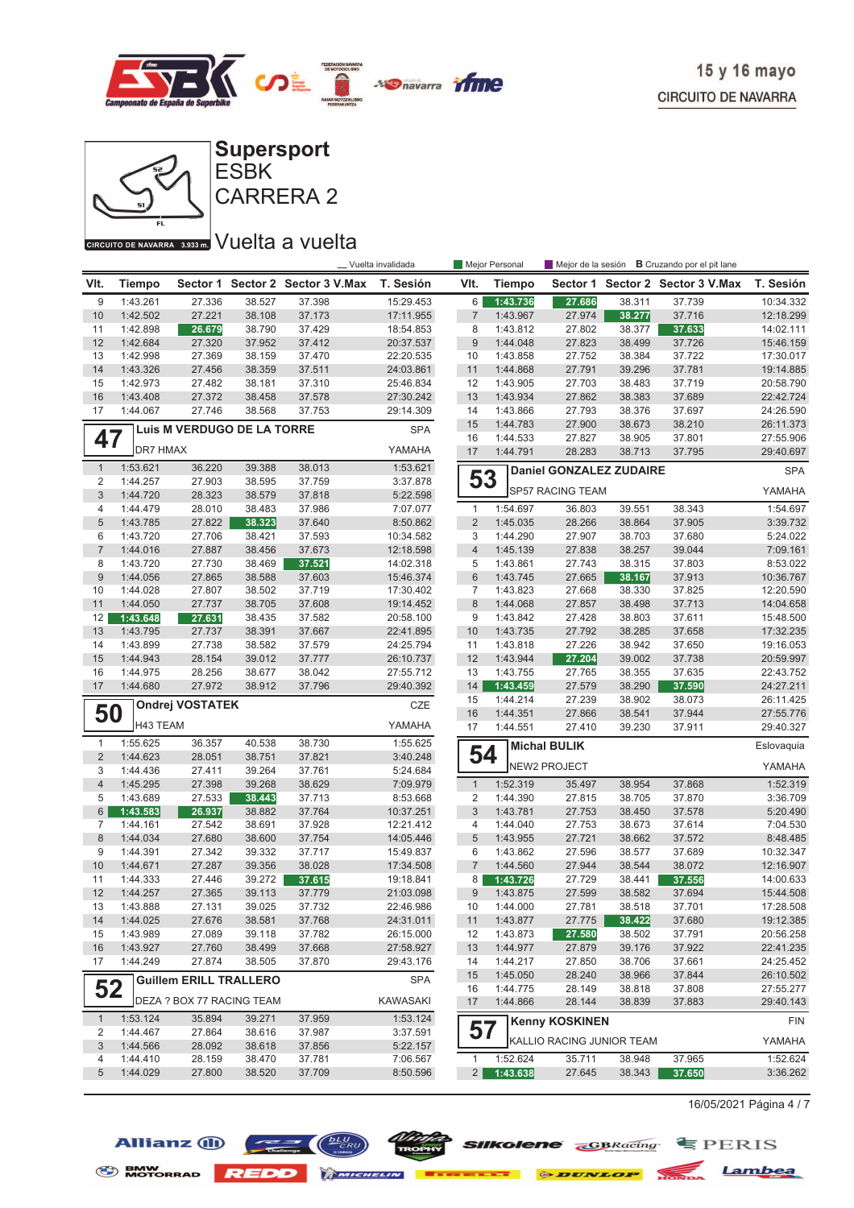15 y 16 mayo
CIRCUITO DE NAVARRA

# Supersport
## ESBK
## CARRERA 2
## Vuelta a vuelta

CIRCUITO DE NAVARRA 3.933 m.

_ Vuelta invalidada | Mejor Personal | Mejor de la sesión | B Cruzando por el pit lane

(continuación)

| Vlt. | Tiempo | Sector 1 | Sector 2 | Sector 3 | V.Max | T. Sesión |
|---|---|---|---|---|---|---|
| 9 | 1:43.261 | 27.336 | 38.527 | 37.398 | | 15:29.453 |
| 10 | 1:42.502 | 27.221 | 38.108 | 37.173 | | 17:11.955 |
| 11 | 1:42.898 | 26.679 | 38.790 | 37.429 | | 18:54.853 |
| 12 | 1:42.684 | 27.320 | 37.952 | 37.412 | | 20:37.537 |
| 13 | 1:42.998 | 27.369 | 38.159 | 37.470 | | 22:20.535 |
| 14 | 1:43.326 | 27.456 | 38.359 | 37.511 | | 24:03.861 |
| 15 | 1:42.973 | 27.482 | 38.181 | 37.310 | | 25:46.834 |
| 16 | 1:43.408 | 27.372 | 38.458 | 37.578 | | 27:30.242 |
| 17 | 1:44.067 | 27.746 | 38.568 | 37.753 | | 29:14.309 |

**47** Luis M VERDUGO DE LA TORRE — SPA
DR7 HMAX — YAMAHA

| Vlt. | Tiempo | Sector 1 | Sector 2 | Sector 3 | V.Max | T. Sesión |
|---|---|---|---|---|---|---|
| 1 | 1:53.621 | 36.220 | 39.388 | 38.013 | | 1:53.621 |
| 2 | 1:44.257 | 27.903 | 38.595 | 37.759 | | 3:37.878 |
| 3 | 1:44.720 | 28.323 | 38.579 | 37.818 | | 5:22.598 |
| 4 | 1:44.479 | 28.010 | 38.483 | 37.986 | | 7:07.077 |
| 5 | 1:43.785 | 27.822 | 38.323 | 37.640 | | 8:50.862 |
| 6 | 1:43.720 | 27.706 | 38.421 | 37.593 | | 10:34.582 |
| 7 | 1:44.016 | 27.887 | 38.456 | 37.673 | | 12:18.598 |
| 8 | 1:43.720 | 27.730 | 38.469 | 37.521 | | 14:02.318 |
| 9 | 1:44.056 | 27.865 | 38.588 | 37.603 | | 15:46.374 |
| 10 | 1:44.028 | 27.807 | 38.502 | 37.719 | | 17:30.402 |
| 11 | 1:44.050 | 27.737 | 38.705 | 37.608 | | 19:14.452 |
| 12 | 1:43.648 | 27.631 | 38.435 | 37.582 | | 20:58.100 |
| 13 | 1:43.795 | 27.737 | 38.391 | 37.667 | | 22:41.895 |
| 14 | 1:43.899 | 27.738 | 38.582 | 37.579 | | 24:25.794 |
| 15 | 1:44.943 | 28.154 | 39.012 | 37.777 | | 26:10.737 |
| 16 | 1:44.975 | 28.256 | 38.677 | 38.042 | | 27:55.712 |
| 17 | 1:44.680 | 27.972 | 38.912 | 37.796 | | 29:40.392 |

**50** Ondrej VOSTATEK — CZE
H43 TEAM — YAMAHA

| Vlt. | Tiempo | Sector 1 | Sector 2 | Sector 3 | V.Max | T. Sesión |
|---|---|---|---|---|---|---|
| 1 | 1:55.625 | 36.357 | 40.538 | 38.730 | | 1:55.625 |
| 2 | 1:44.623 | 28.051 | 38.751 | 37.821 | | 3:40.248 |
| 3 | 1:44.436 | 27.411 | 39.264 | 37.761 | | 5:24.684 |
| 4 | 1:45.295 | 27.398 | 39.268 | 38.629 | | 7:09.979 |
| 5 | 1:43.689 | 27.533 | 38.443 | 37.713 | | 8:53.668 |
| 6 | 1:43.583 | 26.937 | 38.882 | 37.764 | | 10:37.251 |
| 7 | 1:44.161 | 27.542 | 38.691 | 37.928 | | 12:21.412 |
| 8 | 1:44.034 | 27.680 | 38.600 | 37.754 | | 14:05.446 |
| 9 | 1:44.391 | 27.342 | 39.332 | 37.717 | | 15:49.837 |
| 10 | 1:44.671 | 27.287 | 39.356 | 38.028 | | 17:34.508 |
| 11 | 1:44.333 | 27.446 | 39.272 | 37.615 | | 19:18.841 |
| 12 | 1:44.257 | 27.365 | 39.113 | 37.779 | | 21:03.098 |
| 13 | 1:43.888 | 27.131 | 39.025 | 37.732 | | 22:46.986 |
| 14 | 1:44.025 | 27.676 | 38.581 | 37.768 | | 24:31.011 |
| 15 | 1:43.989 | 27.089 | 39.118 | 37.782 | | 26:15.000 |
| 16 | 1:43.927 | 27.760 | 38.499 | 37.668 | | 27:58.927 |
| 17 | 1:44.249 | 27.874 | 38.505 | 37.870 | | 29:43.176 |

**52** Guillem ERILL TRALLERO — SPA
DEZA ? BOX 77 RACING TEAM — KAWASAKI

| Vlt. | Tiempo | Sector 1 | Sector 2 | Sector 3 | V.Max | T. Sesión |
|---|---|---|---|---|---|---|
| 1 | 1:53.124 | 35.894 | 39.271 | 37.959 | | 1:53.124 |
| 2 | 1:44.467 | 27.864 | 38.616 | 37.987 | | 3:37.591 |
| 3 | 1:44.566 | 28.092 | 38.618 | 37.856 | | 5:22.157 |
| 4 | 1:44.410 | 28.159 | 38.470 | 37.781 | | 7:06.567 |
| 5 | 1:44.029 | 27.800 | 38.520 | 37.709 | | 8:50.596 |
| 6 | 1:43.736 | 27.686 | 38.311 | 37.739 | | 10:34.332 |
| 7 | 1:43.967 | 27.974 | 38.277 | 37.716 | | 12:18.299 |
| 8 | 1:43.812 | 27.802 | 38.377 | 37.633 | | 14:02.111 |
| 9 | 1:44.048 | 27.823 | 38.499 | 37.726 | | 15:46.159 |
| 10 | 1:43.858 | 27.752 | 38.384 | 37.722 | | 17:30.017 |
| 11 | 1:44.868 | 27.791 | 39.296 | 37.781 | | 19:14.885 |
| 12 | 1:43.905 | 27.703 | 38.483 | 37.719 | | 20:58.790 |
| 13 | 1:43.934 | 27.862 | 38.383 | 37.689 | | 22:42.724 |
| 14 | 1:43.866 | 27.793 | 38.376 | 37.697 | | 24:26.590 |
| 15 | 1:44.783 | 27.900 | 38.673 | 38.210 | | 26:11.373 |
| 16 | 1:44.533 | 27.827 | 38.905 | 37.801 | | 27:55.906 |
| 17 | 1:44.791 | 28.283 | 38.713 | 37.795 | | 29:40.697 |

**53** Daniel GONZALEZ ZUDAIRE — SPA
SP57 RACING TEAM — YAMAHA

| Vlt. | Tiempo | Sector 1 | Sector 2 | Sector 3 | V.Max | T. Sesión |
|---|---|---|---|---|---|---|
| 1 | 1:54.697 | 36.803 | 39.551 | 38.343 | | 1:54.697 |
| 2 | 1:45.035 | 28.266 | 38.864 | 37.905 | | 3:39.732 |
| 3 | 1:44.290 | 27.907 | 38.703 | 37.680 | | 5:24.022 |
| 4 | 1:45.139 | 27.838 | 38.257 | 39.044 | | 7:09.161 |
| 5 | 1:43.861 | 27.743 | 38.315 | 37.803 | | 8:53.022 |
| 6 | 1:43.745 | 27.665 | 38.167 | 37.913 | | 10:36.767 |
| 7 | 1:43.823 | 27.668 | 38.330 | 37.825 | | 12:20.590 |
| 8 | 1:44.068 | 27.857 | 38.498 | 37.713 | | 14:04.658 |
| 9 | 1:43.842 | 27.428 | 38.803 | 37.611 | | 15:48.500 |
| 10 | 1:43.735 | 27.792 | 38.285 | 37.658 | | 17:32.235 |
| 11 | 1:43.818 | 27.226 | 38.942 | 37.650 | | 19:16.053 |
| 12 | 1:43.944 | 27.204 | 39.002 | 37.738 | | 20:59.997 |
| 13 | 1:43.755 | 27.765 | 38.355 | 37.635 | | 22:43.752 |
| 14 | 1:43.459 | 27.579 | 38.290 | 37.590 | | 24:27.211 |
| 15 | 1:44.214 | 27.239 | 38.902 | 38.073 | | 26:11.425 |
| 16 | 1:44.351 | 27.866 | 38.541 | 37.944 | | 27:55.776 |
| 17 | 1:44.551 | 27.410 | 39.230 | 37.911 | | 29:40.327 |

**54** Michal BULIK — Eslovaquia
NEW2 PROJECT — YAMAHA

| Vlt. | Tiempo | Sector 1 | Sector 2 | Sector 3 | V.Max | T. Sesión |
|---|---|---|---|---|---|---|
| 1 | 1:52.319 | 35.497 | 38.954 | 37.868 | | 1:52.319 |
| 2 | 1:44.390 | 27.815 | 38.705 | 37.870 | | 3:36.709 |
| 3 | 1:43.781 | 27.753 | 38.450 | 37.578 | | 5:20.490 |
| 4 | 1:44.040 | 27.753 | 38.673 | 37.614 | | 7:04.530 |
| 5 | 1:43.955 | 27.721 | 38.662 | 37.572 | | 8:48.485 |
| 6 | 1:43.862 | 27.596 | 38.577 | 37.689 | | 10:32.347 |
| 7 | 1:44.560 | 27.944 | 38.544 | 38.072 | | 12:16.907 |
| 8 | 1:43.726 | 27.729 | 38.441 | 37.556 | | 14:00.633 |
| 9 | 1:43.875 | 27.599 | 38.582 | 37.694 | | 15:44.508 |
| 10 | 1:44.000 | 27.781 | 38.518 | 37.701 | | 17:28.508 |
| 11 | 1:43.877 | 27.775 | 38.422 | 37.680 | | 19:12.385 |
| 12 | 1:43.873 | 27.580 | 38.502 | 37.791 | | 20:56.258 |
| 13 | 1:44.977 | 27.879 | 39.176 | 37.922 | | 22:41.235 |
| 14 | 1:44.217 | 27.850 | 38.706 | 37.661 | | 24:25.452 |
| 15 | 1:45.050 | 28.240 | 38.966 | 37.844 | | 26:10.502 |
| 16 | 1:44.775 | 28.149 | 38.818 | 37.808 | | 27:55.277 |
| 17 | 1:44.866 | 28.144 | 38.839 | 37.883 | | 29:40.143 |

**57** Kenny KOSKINEN — FIN
KALLIO RACING JUNIOR TEAM — YAMAHA

| Vlt. | Tiempo | Sector 1 | Sector 2 | Sector 3 | V.Max | T. Sesión |
|---|---|---|---|---|---|---|
| 1 | 1:52.624 | 35.711 | 38.948 | 37.965 | | 1:52.624 |
| 2 | 1:43.638 | 27.645 | 38.343 | 37.650 | | 3:36.262 |

16/05/2021 Página 4 / 7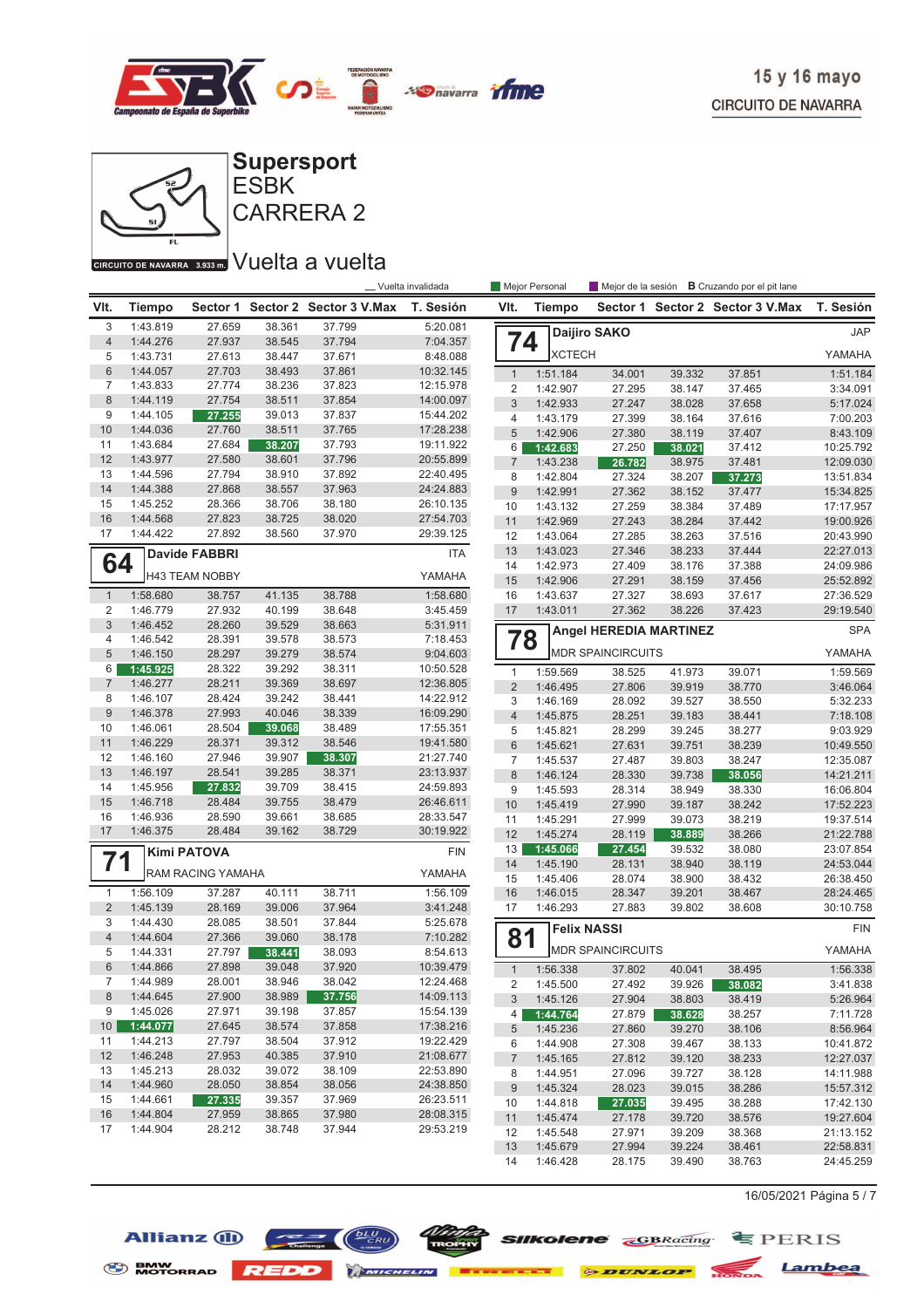15 y 16 mayo
CIRCUITO DE NAVARRA

# Supersport
## ESBK
## CARRERA 2

CIRCUITO DE NAVARRA 3.933 m.

## Vuelta a vuelta

_ Vuelta invalidada | Mejor Personal | Mejor de la sesión | B Cruzando por el pit lane

| Vlt. | Tiempo | Sector 1 | Sector 2 | Sector 3 | V.Max | T. Sesión |
|---|---|---|---|---|---|---|
| 3 | 1:43.819 | 27.659 | 38.361 | 37.799 | | 5:20.081 |
| 4 | 1:44.276 | 27.937 | 38.545 | 37.794 | | 7:04.357 |
| 5 | 1:43.731 | 27.613 | 38.447 | 37.671 | | 8:48.088 |
| 6 | 1:44.057 | 27.703 | 38.493 | 37.861 | | 10:32.145 |
| 7 | 1:43.833 | 27.774 | 38.236 | 37.823 | | 12:15.978 |
| 8 | 1:44.119 | 27.754 | 38.511 | 37.854 | | 14:00.097 |
| 9 | 1:44.105 | 27.255 | 39.013 | 37.837 | | 15:44.202 |
| 10 | 1:44.036 | 27.760 | 38.511 | 37.765 | | 17:28.238 |
| 11 | 1:43.684 | 27.684 | 38.207 | 37.793 | | 19:11.922 |
| 12 | 1:43.977 | 27.580 | 38.601 | 37.796 | | 20:55.899 |
| 13 | 1:44.596 | 27.794 | 38.910 | 37.892 | | 22:40.495 |
| 14 | 1:44.388 | 27.868 | 38.557 | 37.963 | | 24:24.883 |
| 15 | 1:45.252 | 28.366 | 38.706 | 38.180 | | 26:10.135 |
| 16 | 1:44.568 | 27.823 | 38.725 | 38.020 | | 27:54.703 |
| 17 | 1:44.422 | 27.892 | 38.560 | 37.970 | | 29:39.125 |

### 64 Davide FABBRI — ITA
H43 TEAM NOBBY — YAMAHA

| Vlt. | Tiempo | Sector 1 | Sector 2 | Sector 3 | V.Max | T. Sesión |
|---|---|---|---|---|---|---|
| 1 | 1:58.680 | 38.757 | 41.135 | 38.788 | | 1:58.680 |
| 2 | 1:46.779 | 27.932 | 40.199 | 38.648 | | 3:45.459 |
| 3 | 1:46.452 | 28.260 | 39.529 | 38.663 | | 5:31.911 |
| 4 | 1:46.542 | 28.391 | 39.578 | 38.573 | | 7:18.453 |
| 5 | 1:46.150 | 28.297 | 39.279 | 38.574 | | 9:04.603 |
| 6 | 1:45.925 | 28.322 | 39.292 | 38.311 | | 10:50.528 |
| 7 | 1:46.277 | 28.211 | 39.369 | 38.697 | | 12:36.805 |
| 8 | 1:46.107 | 28.424 | 39.242 | 38.441 | | 14:22.912 |
| 9 | 1:46.378 | 27.993 | 40.046 | 38.339 | | 16:09.290 |
| 10 | 1:46.061 | 28.504 | 39.068 | 38.489 | | 17:55.351 |
| 11 | 1:46.229 | 28.371 | 39.312 | 38.546 | | 19:41.580 |
| 12 | 1:46.160 | 27.946 | 39.907 | 38.307 | | 21:27.740 |
| 13 | 1:46.197 | 28.541 | 39.285 | 38.371 | | 23:13.937 |
| 14 | 1:45.956 | 27.832 | 39.709 | 38.415 | | 24:59.893 |
| 15 | 1:46.718 | 28.484 | 39.755 | 38.479 | | 26:46.611 |
| 16 | 1:46.936 | 28.590 | 39.661 | 38.685 | | 28:33.547 |
| 17 | 1:46.375 | 28.484 | 39.162 | 38.729 | | 30:19.922 |

### 71 Kimi PATOVA — FIN
RAM RACING YAMAHA — YAMAHA

| Vlt. | Tiempo | Sector 1 | Sector 2 | Sector 3 | V.Max | T. Sesión |
|---|---|---|---|---|---|---|
| 1 | 1:56.109 | 37.287 | 40.111 | 38.711 | | 1:56.109 |
| 2 | 1:45.139 | 28.169 | 39.006 | 37.964 | | 3:41.248 |
| 3 | 1:44.430 | 28.085 | 38.501 | 37.844 | | 5:25.678 |
| 4 | 1:44.604 | 27.366 | 39.060 | 38.178 | | 7:10.282 |
| 5 | 1:44.331 | 27.797 | 38.441 | 38.093 | | 8:54.613 |
| 6 | 1:44.866 | 27.898 | 39.048 | 37.920 | | 10:39.479 |
| 7 | 1:44.989 | 28.001 | 38.946 | 38.042 | | 12:24.468 |
| 8 | 1:44.645 | 27.900 | 38.989 | 37.756 | | 14:09.113 |
| 9 | 1:45.026 | 27.971 | 39.198 | 37.857 | | 15:54.139 |
| 10 | 1:44.077 | 27.645 | 38.574 | 37.858 | | 17:38.216 |
| 11 | 1:44.213 | 27.797 | 38.504 | 37.912 | | 19:22.429 |
| 12 | 1:46.248 | 27.953 | 40.385 | 37.910 | | 21:08.677 |
| 13 | 1:45.213 | 28.032 | 39.072 | 38.109 | | 22:53.890 |
| 14 | 1:44.960 | 28.050 | 38.854 | 38.056 | | 24:38.850 |
| 15 | 1:44.661 | 27.335 | 39.357 | 37.969 | | 26:23.511 |
| 16 | 1:44.804 | 27.959 | 38.865 | 37.980 | | 28:08.315 |
| 17 | 1:44.904 | 28.212 | 38.748 | 37.944 | | 29:53.219 |

### 74 Daijiro SAKO — JAP
XCTECH — YAMAHA

| Vlt. | Tiempo | Sector 1 | Sector 2 | Sector 3 | V.Max | T. Sesión |
|---|---|---|---|---|---|---|
| 1 | 1:51.184 | 34.001 | 39.332 | 37.851 | | 1:51.184 |
| 2 | 1:42.907 | 27.295 | 38.147 | 37.465 | | 3:34.091 |
| 3 | 1:42.933 | 27.247 | 38.028 | 37.658 | | 5:17.024 |
| 4 | 1:43.179 | 27.399 | 38.164 | 37.616 | | 7:00.203 |
| 5 | 1:42.906 | 27.380 | 38.119 | 37.407 | | 8:43.109 |
| 6 | 1:42.683 | 27.250 | 38.021 | 37.412 | | 10:25.792 |
| 7 | 1:43.238 | 26.782 | 38.975 | 37.481 | | 12:09.030 |
| 8 | 1:42.804 | 27.324 | 38.207 | 37.273 | | 13:51.834 |
| 9 | 1:42.991 | 27.362 | 38.152 | 37.477 | | 15:34.825 |
| 10 | 1:43.132 | 27.259 | 38.384 | 37.489 | | 17:17.957 |
| 11 | 1:42.969 | 27.243 | 38.284 | 37.442 | | 19:00.926 |
| 12 | 1:43.064 | 27.285 | 38.263 | 37.516 | | 20:43.990 |
| 13 | 1:43.023 | 27.346 | 38.233 | 37.444 | | 22:27.013 |
| 14 | 1:42.973 | 27.409 | 38.176 | 37.388 | | 24:09.986 |
| 15 | 1:42.906 | 27.291 | 38.159 | 37.456 | | 25:52.892 |
| 16 | 1:43.637 | 27.327 | 38.693 | 37.617 | | 27:36.529 |
| 17 | 1:43.011 | 27.362 | 38.226 | 37.423 | | 29:19.540 |

### 78 Angel HEREDIA MARTINEZ — SPA
MDR SPAINCIRCUITS — YAMAHA

| Vlt. | Tiempo | Sector 1 | Sector 2 | Sector 3 | V.Max | T. Sesión |
|---|---|---|---|---|---|---|
| 1 | 1:59.569 | 38.525 | 41.973 | 39.071 | | 1:59.569 |
| 2 | 1:46.495 | 27.806 | 39.919 | 38.770 | | 3:46.064 |
| 3 | 1:46.169 | 28.092 | 39.527 | 38.550 | | 5:32.233 |
| 4 | 1:45.875 | 28.251 | 39.183 | 38.441 | | 7:18.108 |
| 5 | 1:45.821 | 28.299 | 39.245 | 38.277 | | 9:03.929 |
| 6 | 1:45.621 | 27.631 | 39.751 | 38.239 | | 10:49.550 |
| 7 | 1:45.537 | 27.487 | 39.803 | 38.247 | | 12:35.087 |
| 8 | 1:46.124 | 28.330 | 39.738 | 38.056 | | 14:21.211 |
| 9 | 1:45.593 | 28.314 | 38.949 | 38.330 | | 16:06.804 |
| 10 | 1:45.419 | 27.990 | 39.187 | 38.242 | | 17:52.223 |
| 11 | 1:45.291 | 27.999 | 39.073 | 38.219 | | 19:37.514 |
| 12 | 1:45.274 | 28.119 | 38.889 | 38.266 | | 21:22.788 |
| 13 | 1:45.066 | 27.454 | 39.532 | 38.080 | | 23:07.854 |
| 14 | 1:45.190 | 28.131 | 38.940 | 38.119 | | 24:53.044 |
| 15 | 1:45.406 | 28.074 | 38.900 | 38.432 | | 26:38.450 |
| 16 | 1:46.015 | 28.347 | 39.201 | 38.467 | | 28:24.465 |
| 17 | 1:46.293 | 27.883 | 39.802 | 38.608 | | 30:10.758 |

### 81 Felix NASSI — FIN
MDR SPAINCIRCUITS — YAMAHA

| Vlt. | Tiempo | Sector 1 | Sector 2 | Sector 3 | V.Max | T. Sesión |
|---|---|---|---|---|---|---|
| 1 | 1:56.338 | 37.802 | 40.041 | 38.495 | | 1:56.338 |
| 2 | 1:45.500 | 27.492 | 39.926 | 38.082 | | 3:41.838 |
| 3 | 1:45.126 | 27.904 | 38.803 | 38.419 | | 5:26.964 |
| 4 | 1:44.764 | 27.879 | 38.628 | 38.257 | | 7:11.728 |
| 5 | 1:45.236 | 27.860 | 39.270 | 38.106 | | 8:56.964 |
| 6 | 1:44.908 | 27.308 | 39.467 | 38.133 | | 10:41.872 |
| 7 | 1:45.165 | 27.812 | 39.120 | 38.233 | | 12:27.037 |
| 8 | 1:44.951 | 27.096 | 39.727 | 38.128 | | 14:11.988 |
| 9 | 1:45.324 | 28.023 | 39.015 | 38.286 | | 15:57.312 |
| 10 | 1:44.818 | 27.035 | 39.495 | 38.288 | | 17:42.130 |
| 11 | 1:45.474 | 27.178 | 39.720 | 38.576 | | 19:27.604 |
| 12 | 1:45.548 | 27.971 | 39.209 | 38.368 | | 21:13.152 |
| 13 | 1:45.679 | 27.994 | 39.224 | 38.461 | | 22:58.831 |
| 14 | 1:46.428 | 28.175 | 39.490 | 38.763 | | 24:45.259 |

16/05/2021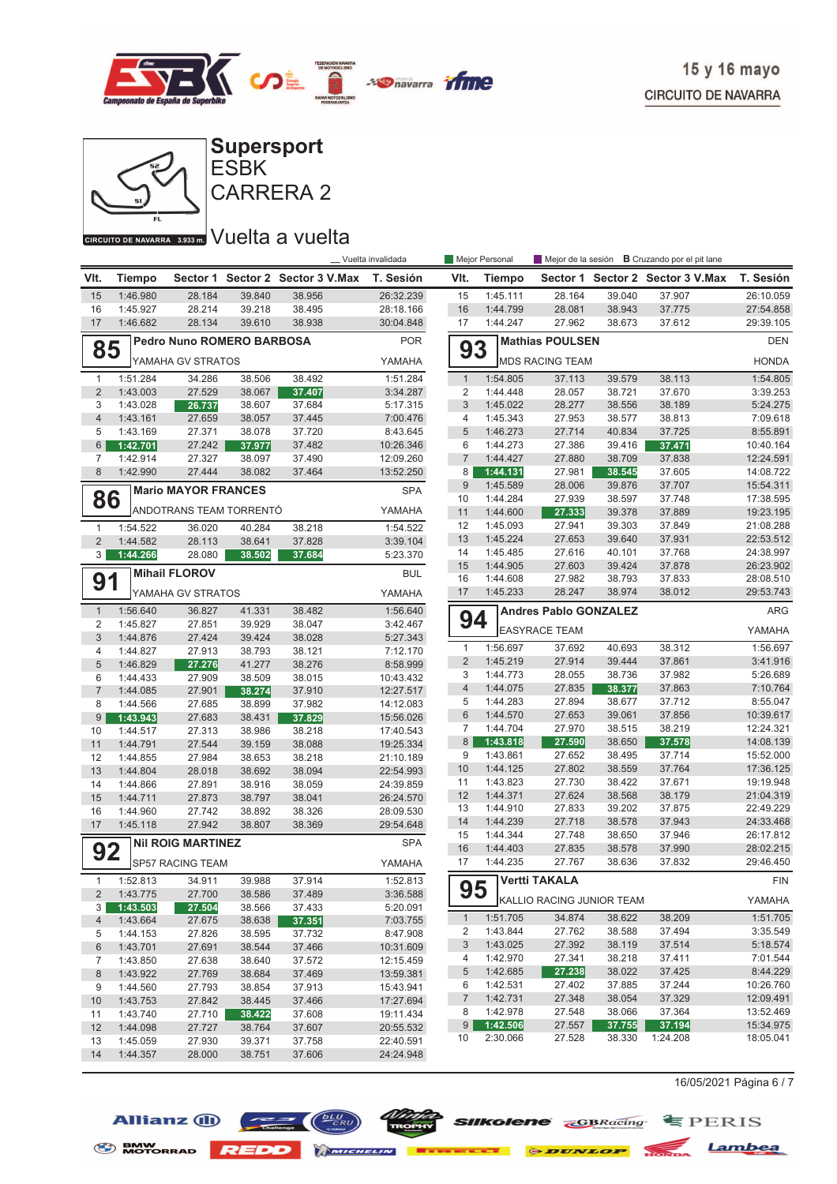15 y 16 mayo
CIRCUITO DE NAVARRA

# Supersport
## ESBK
## CARRERA 2

CIRCUITO DE NAVARRA 3.933 m.

## Vuelta a vuelta

_ Vuelta invalidada — Mejor Personal — Mejor de la sesión — **B** Cruzando por el pit lane

| Vlt. | Tiempo | Sector 1 | Sector 2 | Sector 3 | V.Max | T. Sesión |
|---|---|---|---|---|---|---|
| 15 | 1:46.980 | 28.184 | 39.840 | 38.956 | | 26:32.239 |
| 16 | 1:45.927 | 28.214 | 39.218 | 38.495 | | 28:18.166 |
| 17 | 1:46.682 | 28.134 | 39.610 | 38.938 | | 30:04.848 |

### 85 Pedro Nuno ROMERO BARBOSA — POR
YAMAHA GV STRATOS — YAMAHA

| Vlt. | Tiempo | Sector 1 | Sector 2 | Sector 3 | V.Max | T. Sesión |
|---|---|---|---|---|---|---|
| 1 | 1:51.284 | 34.286 | 38.506 | 38.492 | | 1:51.284 |
| 2 | 1:43.003 | 27.529 | 38.067 | 37.407 | | 3:34.287 |
| 3 | 1:43.028 | 26.737 | 38.607 | 37.684 | | 5:17.315 |
| 4 | 1:43.161 | 27.659 | 38.057 | 37.445 | | 7:00.476 |
| 5 | 1:43.169 | 27.371 | 38.078 | 37.720 | | 8:43.645 |
| 6 | 1:42.701 | 27.242 | 37.977 | 37.482 | | 10:26.346 |
| 7 | 1:42.914 | 27.327 | 38.097 | 37.490 | | 12:09.260 |
| 8 | 1:42.990 | 27.444 | 38.082 | 37.464 | | 13:52.250 |

### 86 Mario MAYOR FRANCES — SPA
ANDOTRANS TEAM TORRENTÓ — YAMAHA

| Vlt. | Tiempo | Sector 1 | Sector 2 | Sector 3 | V.Max | T. Sesión |
|---|---|---|---|---|---|---|
| 1 | 1:54.522 | 36.020 | 40.284 | 38.218 | | 1:54.522 |
| 2 | 1:44.582 | 28.113 | 38.641 | 37.828 | | 3:39.104 |
| 3 | 1:44.266 | 28.080 | 38.502 | 37.684 | | 5:23.370 |

### 91 Mihail FLOROV — BUL
YAMAHA GV STRATOS — YAMAHA

| Vlt. | Tiempo | Sector 1 | Sector 2 | Sector 3 | V.Max | T. Sesión |
|---|---|---|---|---|---|---|
| 1 | 1:56.640 | 36.827 | 41.331 | 38.482 | | 1:56.640 |
| 2 | 1:45.827 | 27.851 | 39.929 | 38.047 | | 3:42.467 |
| 3 | 1:44.876 | 27.424 | 39.424 | 38.028 | | 5:27.343 |
| 4 | 1:44.827 | 27.913 | 38.793 | 38.121 | | 7:12.170 |
| 5 | 1:46.829 | 27.276 | 41.277 | 38.276 | | 8:58.999 |
| 6 | 1:44.433 | 27.909 | 38.509 | 38.015 | | 10:43.432 |
| 7 | 1:44.085 | 27.901 | 38.274 | 37.910 | | 12:27.517 |
| 8 | 1:44.566 | 27.685 | 38.899 | 37.982 | | 14:12.083 |
| 9 | 1:43.943 | 27.683 | 38.431 | 37.829 | | 15:56.026 |
| 10 | 1:44.517 | 27.313 | 38.986 | 38.218 | | 17:40.543 |
| 11 | 1:44.791 | 27.544 | 39.159 | 38.088 | | 19:25.334 |
| 12 | 1:44.855 | 27.984 | 38.653 | 38.218 | | 21:10.189 |
| 13 | 1:44.804 | 28.018 | 38.692 | 38.094 | | 22:54.993 |
| 14 | 1:44.866 | 27.891 | 38.916 | 38.059 | | 24:39.859 |
| 15 | 1:44.711 | 27.873 | 38.797 | 38.041 | | 26:24.570 |
| 16 | 1:44.960 | 27.742 | 38.892 | 38.326 | | 28:09.530 |
| 17 | 1:45.118 | 27.942 | 38.807 | 38.369 | | 29:54.648 |

### 92 Nil ROIG MARTINEZ — SPA
SP57 RACING TEAM — YAMAHA

| Vlt. | Tiempo | Sector 1 | Sector 2 | Sector 3 | V.Max | T. Sesión |
|---|---|---|---|---|---|---|
| 1 | 1:52.813 | 34.911 | 39.988 | 37.914 | | 1:52.813 |
| 2 | 1:43.775 | 27.700 | 38.586 | 37.489 | | 3:36.588 |
| 3 | 1:43.503 | 27.504 | 38.566 | 37.433 | | 5:20.091 |
| 4 | 1:43.664 | 27.675 | 38.638 | 37.351 | | 7:03.755 |
| 5 | 1:44.153 | 27.826 | 38.595 | 37.732 | | 8:47.908 |
| 6 | 1:43.701 | 27.691 | 38.544 | 37.466 | | 10:31.609 |
| 7 | 1:43.850 | 27.638 | 38.640 | 37.572 | | 12:15.459 |
| 8 | 1:43.922 | 27.769 | 38.684 | 37.469 | | 13:59.381 |
| 9 | 1:44.560 | 27.793 | 38.854 | 37.913 | | 15:43.941 |
| 10 | 1:43.753 | 27.842 | 38.445 | 37.466 | | 17:27.694 |
| 11 | 1:43.740 | 27.710 | 38.422 | 37.608 | | 19:11.434 |
| 12 | 1:44.098 | 27.727 | 38.764 | 37.607 | | 20:55.532 |
| 13 | 1:45.059 | 27.930 | 39.371 | 37.758 | | 22:40.591 |
| 14 | 1:44.357 | 28.000 | 38.751 | 37.606 | | 24:24.948 |

| Vlt. | Tiempo | Sector 1 | Sector 2 | Sector 3 | V.Max | T. Sesión |
|---|---|---|---|---|---|---|
| 15 | 1:45.111 | 28.164 | 39.040 | 37.907 | | 26:10.059 |
| 16 | 1:44.799 | 28.081 | 38.943 | 37.775 | | 27:54.858 |
| 17 | 1:44.247 | 27.962 | 38.673 | 37.612 | | 29:39.105 |

### 93 Mathias POULSEN — DEN
MDS RACING TEAM — HONDA

| Vlt. | Tiempo | Sector 1 | Sector 2 | Sector 3 | V.Max | T. Sesión |
|---|---|---|---|---|---|---|
| 1 | 1:54.805 | 37.113 | 39.579 | 38.113 | | 1:54.805 |
| 2 | 1:44.448 | 28.057 | 38.721 | 37.670 | | 3:39.253 |
| 3 | 1:45.022 | 28.277 | 38.556 | 38.189 | | 5:24.275 |
| 4 | 1:45.343 | 27.953 | 38.577 | 38.813 | | 7:09.618 |
| 5 | 1:46.273 | 27.714 | 40.834 | 37.725 | | 8:55.891 |
| 6 | 1:44.273 | 27.386 | 39.416 | 37.471 | | 10:40.164 |
| 7 | 1:44.427 | 27.880 | 38.709 | 37.838 | | 12:24.591 |
| 8 | 1:44.131 | 27.981 | 38.545 | 37.605 | | 14:08.722 |
| 9 | 1:45.589 | 28.006 | 39.876 | 37.707 | | 15:54.311 |
| 10 | 1:44.284 | 27.939 | 38.597 | 37.748 | | 17:38.595 |
| 11 | 1:44.600 | 27.333 | 39.378 | 37.889 | | 19:23.195 |
| 12 | 1:45.093 | 27.941 | 39.303 | 37.849 | | 21:08.288 |
| 13 | 1:45.224 | 27.653 | 39.640 | 37.931 | | 22:53.512 |
| 14 | 1:45.485 | 27.616 | 40.101 | 37.768 | | 24:38.997 |
| 15 | 1:44.905 | 27.603 | 39.424 | 37.878 | | 26:23.902 |
| 16 | 1:44.608 | 27.982 | 38.793 | 37.833 | | 28:08.510 |
| 17 | 1:45.233 | 28.247 | 38.974 | 38.012 | | 29:53.743 |

### 94 Andres Pablo GONZALEZ — ARG
EASYRACE TEAM — YAMAHA

| Vlt. | Tiempo | Sector 1 | Sector 2 | Sector 3 | V.Max | T. Sesión |
|---|---|---|---|---|---|---|
| 1 | 1:56.697 | 37.692 | 40.693 | 38.312 | | 1:56.697 |
| 2 | 1:45.219 | 27.914 | 39.444 | 37.861 | | 3:41.916 |
| 3 | 1:44.773 | 28.055 | 38.736 | 37.982 | | 5:26.689 |
| 4 | 1:44.075 | 27.835 | 38.377 | 37.863 | | 7:10.764 |
| 5 | 1:44.283 | 27.894 | 38.677 | 37.712 | | 8:55.047 |
| 6 | 1:44.570 | 27.653 | 39.061 | 37.856 | | 10:39.617 |
| 7 | 1:44.704 | 27.970 | 38.515 | 38.219 | | 12:24.321 |
| 8 | 1:43.818 | 27.590 | 38.650 | 37.578 | | 14:08.139 |
| 9 | 1:43.861 | 27.652 | 38.495 | 37.714 | | 15:52.000 |
| 10 | 1:44.125 | 27.802 | 38.559 | 37.764 | | 17:36.125 |
| 11 | 1:43.823 | 27.730 | 38.422 | 37.671 | | 19:19.948 |
| 12 | 1:44.371 | 27.624 | 38.568 | 38.179 | | 21:04.319 |
| 13 | 1:44.910 | 27.833 | 39.202 | 37.875 | | 22:49.229 |
| 14 | 1:44.239 | 27.718 | 38.578 | 37.943 | | 24:33.468 |
| 15 | 1:44.344 | 27.748 | 38.650 | 37.946 | | 26:17.812 |
| 16 | 1:44.403 | 27.835 | 38.578 | 37.990 | | 28:02.215 |
| 17 | 1:44.235 | 27.767 | 38.636 | 37.832 | | 29:46.450 |

### 95 Vertti TAKALA — FIN
KALLIO RACING JUNIOR TEAM — YAMAHA

| Vlt. | Tiempo | Sector 1 | Sector 2 | Sector 3 | V.Max | T. Sesión |
|---|---|---|---|---|---|---|
| 1 | 1:51.705 | 34.874 | 38.622 | 38.209 | | 1:51.705 |
| 2 | 1:43.844 | 27.762 | 38.588 | 37.494 | | 3:35.549 |
| 3 | 1:43.025 | 27.392 | 38.119 | 37.514 | | 5:18.574 |
| 4 | 1:42.970 | 27.341 | 38.218 | 37.411 | | 7:01.544 |
| 5 | 1:42.685 | 27.238 | 38.022 | 37.425 | | 8:44.229 |
| 6 | 1:42.531 | 27.402 | 37.885 | 37.244 | | 10:26.760 |
| 7 | 1:42.731 | 27.348 | 38.054 | 37.329 | | 12:09.491 |
| 8 | 1:42.978 | 27.548 | 38.066 | 37.364 | | 13:52.469 |
| 9 | 1:42.506 | 27.557 | 37.755 | 37.194 | | 15:34.975 |
| 10 | 2:30.066 | 27.528 | 38.330 | 1:24.208 | | 18:05.041 |

16/05/2021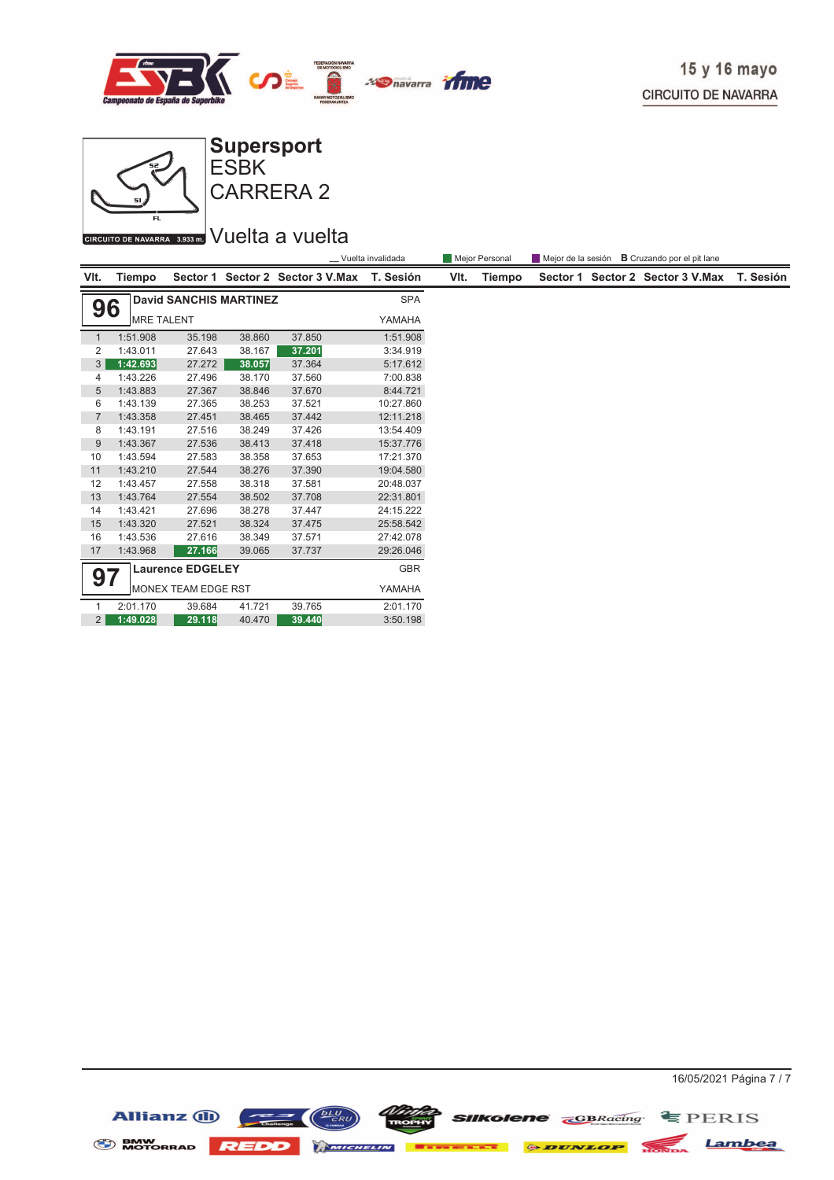# Supersport

## ESBK

## CARRERA 2

CIRCUITO DE NAVARRA 3.933 m.

## Vuelta a vuelta

15 y 16 mayo
CIRCUITO DE NAVARRA

__ Vuelta invalidada | Mejor Personal | Mejor de la sesión | **B** Cruzando por el pit lane

**96 David SANCHIS MARTINEZ** — SPA
MRE TALENT — YAMAHA

| Vlt. | Tiempo | Sector 1 | Sector 2 | Sector 3 | V.Max | T. Sesión |
|---|---|---|---|---|---|---|
| 1 | 1:51.908 | 35.198 | 38.860 | 37.850 | | 1:51.908 |
| 2 | 1:43.011 | 27.643 | 38.167 | 37.201 | | 3:34.919 |
| 3 | 1:42.693 | 27.272 | 38.057 | 37.364 | | 5:17.612 |
| 4 | 1:43.226 | 27.496 | 38.170 | 37.560 | | 7:00.838 |
| 5 | 1:43.883 | 27.367 | 38.846 | 37.670 | | 8:44.721 |
| 6 | 1:43.139 | 27.365 | 38.253 | 37.521 | | 10:27.860 |
| 7 | 1:43.358 | 27.451 | 38.465 | 37.442 | | 12:11.218 |
| 8 | 1:43.191 | 27.516 | 38.249 | 37.426 | | 13:54.409 |
| 9 | 1:43.367 | 27.536 | 38.413 | 37.418 | | 15:37.776 |
| 10 | 1:43.594 | 27.583 | 38.358 | 37.653 | | 17:21.370 |
| 11 | 1:43.210 | 27.544 | 38.276 | 37.390 | | 19:04.580 |
| 12 | 1:43.457 | 27.558 | 38.318 | 37.581 | | 20:48.037 |
| 13 | 1:43.764 | 27.554 | 38.502 | 37.708 | | 22:31.801 |
| 14 | 1:43.421 | 27.696 | 38.278 | 37.447 | | 24:15.222 |
| 15 | 1:43.320 | 27.521 | 38.324 | 37.475 | | 25:58.542 |
| 16 | 1:43.536 | 27.616 | 38.349 | 37.571 | | 27:42.078 |
| 17 | 1:43.968 | 27.166 | 39.065 | 37.737 | | 29:26.046 |

**97 Laurence EDGELEY** — GBR
MONEX TEAM EDGE RST — YAMAHA

| Vlt. | Tiempo | Sector 1 | Sector 2 | Sector 3 | V.Max | T. Sesión |
|---|---|---|---|---|---|---|
| 1 | 2:01.170 | 39.684 | 41.721 | 39.765 | | 2:01.170 |
| 2 | 1:49.028 | 29.118 | 40.470 | 39.440 | | 3:50.198 |

16/05/2021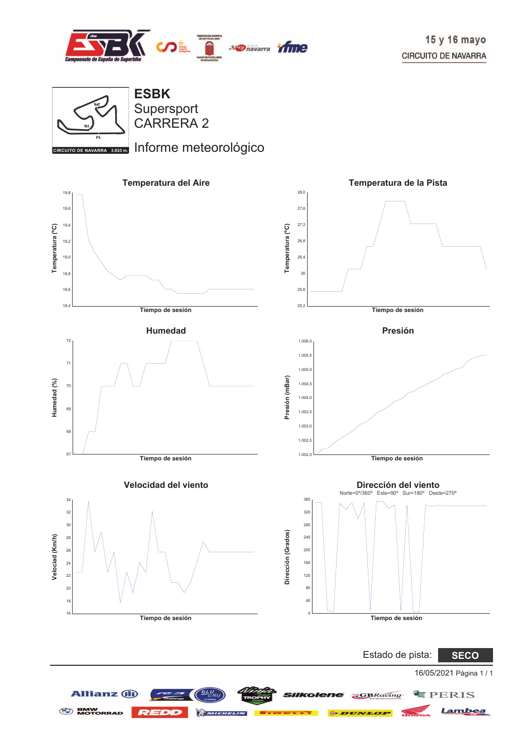15 y 16 mayo

CIRCUITO DE NAVARRA

# ESBK

## Supersport

## CARRERA 2

CIRCUITO DE NAVARRA 3.933 m.

## Informe meteorológico

### Temperatura del Aire

Temperatura (ºC)

19,8
19,6
19,4
19,2
19,0
18,8
18,6
18,4

Tiempo de sesión

### Temperatura de la Pista

Temperatura (ºC)

28,0
27,6
27,2
26,8
26,4
26
25,6
25,2

Tiempo de sesión

### Humedad

Humedad (%)

72
71
70
69
68
67

Tiempo de sesión

### Presión

Presión (mBar)

1.006,0
1.005,5
1.005,0
1.004,5
1.004,0
1.003,5
1.003,0
1.002,5
1.002,0

Tiempo de sesión

### Velocidad del viento

Velocidad (Km/h)

34
32
30
28
26
24
22
20
18
16

Tiempo de sesión

### Dirección del viento

Norte=0º/360º Este=90º Sur=180º Oeste=270º

Dirección (Grados)

360
320
280
240
200
160
120
80
40
0

Tiempo de sesión

Estado de pista: **SECO**

16/05/2021